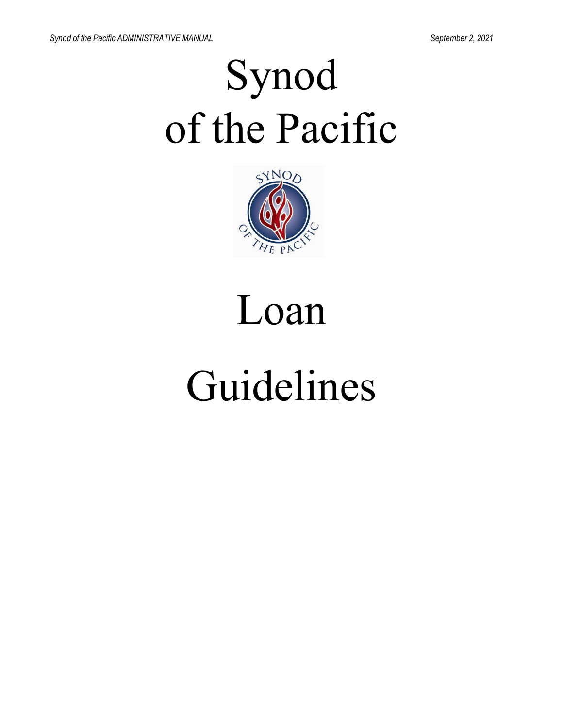# Synod of the Pacific

# Loan Guidelines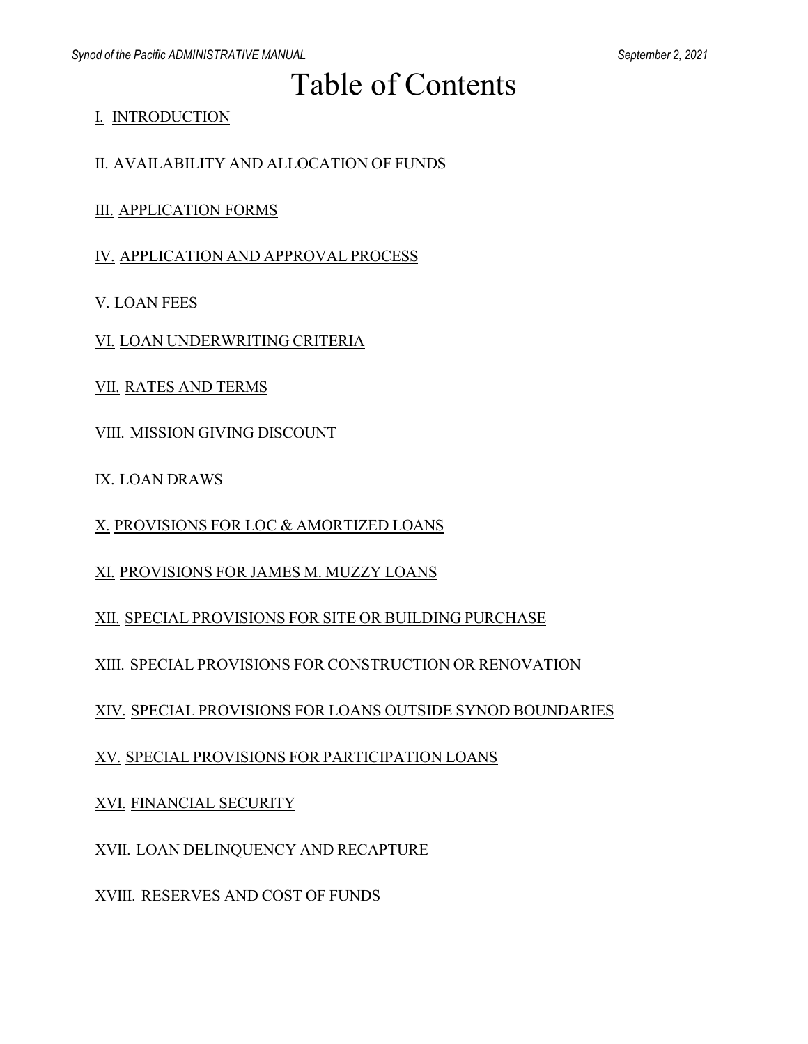# Table of Contents

I. INTRODUCTION

II. AVAILABILITY AND ALLOCATION OF FUNDS

III. APPLICATION FORMS

IV. APPLICATION AND APPROVAL PROCESS

V. LOAN FEES

VI. LOAN UNDERWRITING CRITERIA

VII. RATES AND TERMS

VIII. MISSION GIVING DISCOUNT

IX. LOAN DRAWS

X. PROVISIONS FOR LOC & AMORTIZED LOANS

XI. PROVISIONS FOR JAMES M. MUZZY LOANS

XII. SPECIAL PROVISIONS FOR SITE OR BUILDING PURCHASE

XIII. SPECIAL PROVISIONS FOR CONSTRUCTION OR RENOVATION

XIV. SPECIAL PROVISIONS FOR LOANS OUTSIDE SYNOD BOUNDARIES

XV. SPECIAL PROVISIONS FOR PARTICIPATION LOANS

XVI. FINANCIAL SECURITY

XVII. LOAN DELINQUENCY AND RECAPTURE

XVIII. RESERVES AND COST OF FUNDS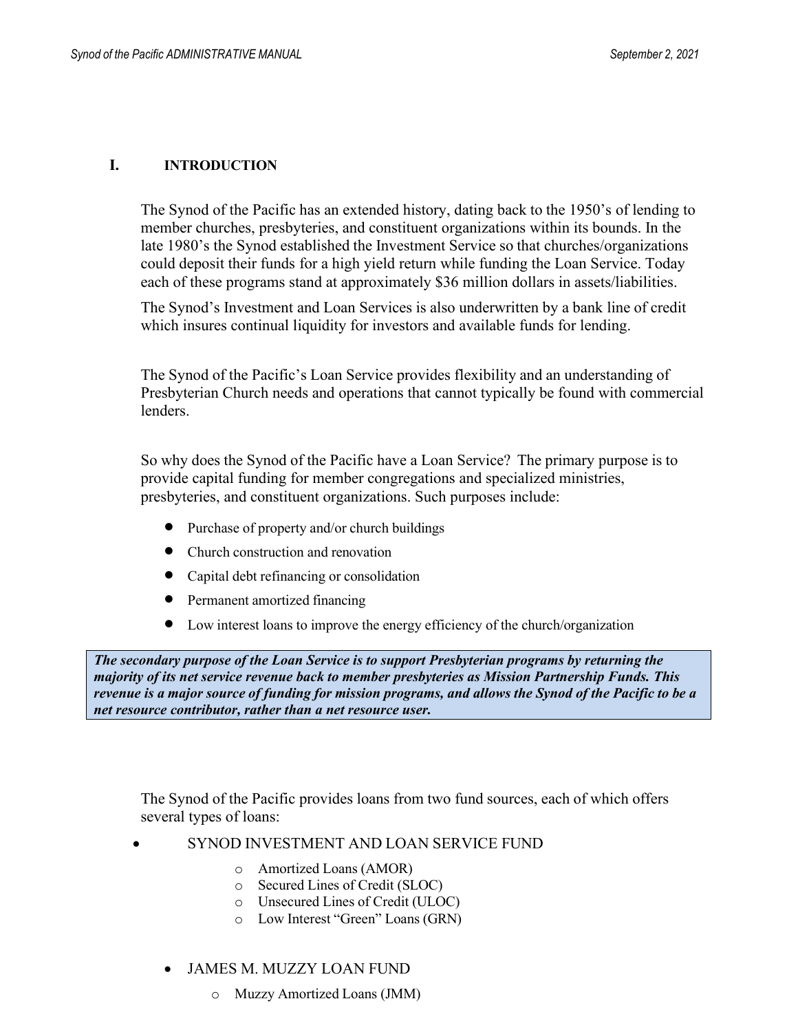# I. INTRODUCTION

The Synod of the Pacific has an extended history, dating back to the 1950's of lending to member churches, presbyteries, and constituent organizations within its bounds. In the late 1980's the Synod established the Investment Service so that churches/organizations could deposit their funds for a high yield return while funding the Loan Service. Today each of these programs stand at approximately $36 million dollars in assets/liabilities.

The Synod's Investment and Loan Services is also underwritten by a bank line of credit which insures continual liquidity for investors and available funds for lending.

The Synod of the Pacific's Loan Service provides flexibility and an understanding of Presbyterian Church needs and operations that cannot typically be found with commercial lenders.

So why does the Synod of the Pacific have a Loan Service? The primary purpose is to provide capital funding for member congregations and specialized ministries, presbyteries, and constituent organizations. Such purposes include:

- Purchase of property and/or church buildings
- Church construction and renovation
- Capital debt refinancing or consolidation
- Permanent amortized financing
- Low interest loans to improve the energy efficiency of the church/organization

***The secondary purpose of the Loan Service is to support Presbyterian programs by returning the majority of its net service revenue back to member presbyteries as Mission Partnership Funds. This revenue is a major source of funding for mission programs, and allows the Synod of the Pacific to be a net resource contributor, rather than a net resource user.***

The Synod of the Pacific provides loans from two fund sources, each of which offers several types of loans:

- SYNOD INVESTMENT AND LOAN SERVICE FUND
  - Amortized Loans (AMOR)
  - Secured Lines of Credit (SLOC)
  - Unsecured Lines of Credit (ULOC)
  - Low Interest "Green" Loans (GRN)
- JAMES M. MUZZY LOAN FUND
  - Muzzy Amortized Loans (JMM)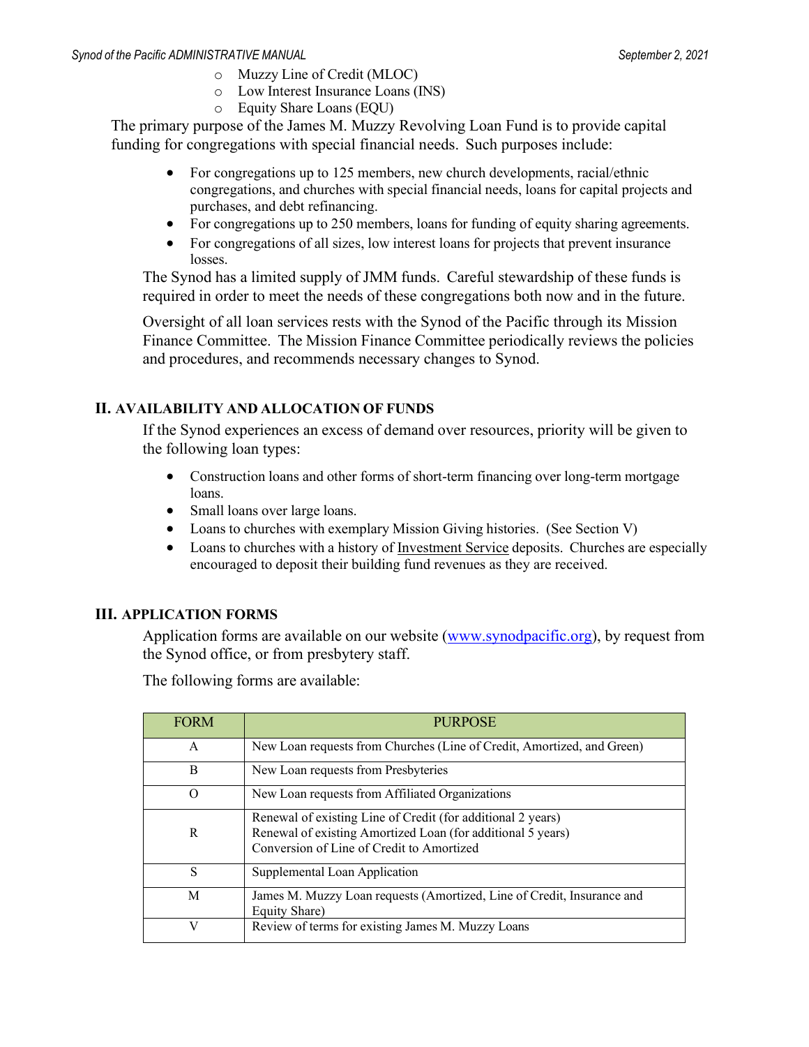- Muzzy Line of Credit (MLOC)
- Low Interest Insurance Loans (INS)
- Equity Share Loans (EQU)

The primary purpose of the James M. Muzzy Revolving Loan Fund is to provide capital funding for congregations with special financial needs. Such purposes include:

- For congregations up to 125 members, new church developments, racial/ethnic congregations, and churches with special financial needs, loans for capital projects and purchases, and debt refinancing.
- For congregations up to 250 members, loans for funding of equity sharing agreements.
- For congregations of all sizes, low interest loans for projects that prevent insurance losses.

The Synod has a limited supply of JMM funds. Careful stewardship of these funds is required in order to meet the needs of these congregations both now and in the future.

Oversight of all loan services rests with the Synod of the Pacific through its Mission Finance Committee. The Mission Finance Committee periodically reviews the policies and procedures, and recommends necessary changes to Synod.

## II. AVAILABILITY AND ALLOCATION OF FUNDS

If the Synod experiences an excess of demand over resources, priority will be given to the following loan types:

- Construction loans and other forms of short-term financing over long-term mortgage loans.
- Small loans over large loans.
- Loans to churches with exemplary Mission Giving histories. (See Section V)
- Loans to churches with a history of Investment Service deposits. Churches are especially encouraged to deposit their building fund revenues as they are received.

## III. APPLICATION FORMS

Application forms are available on our website ([www.synodpacific.org](www.synodpacific.org)), by request from the Synod office, or from presbytery staff.

The following forms are available:

| FORM | PURPOSE |
|---|---|
| A | New Loan requests from Churches (Line of Credit, Amortized, and Green) |
| B | New Loan requests from Presbyteries |
| O | New Loan requests from Affiliated Organizations |
| R | Renewal of existing Line of Credit (for additional 2 years)<br>Renewal of existing Amortized Loan (for additional 5 years)<br>Conversion of Line of Credit to Amortized |
| S | Supplemental Loan Application |
| M | James M. Muzzy Loan requests (Amortized, Line of Credit, Insurance and Equity Share) |
| V | Review of terms for existing James M. Muzzy Loans |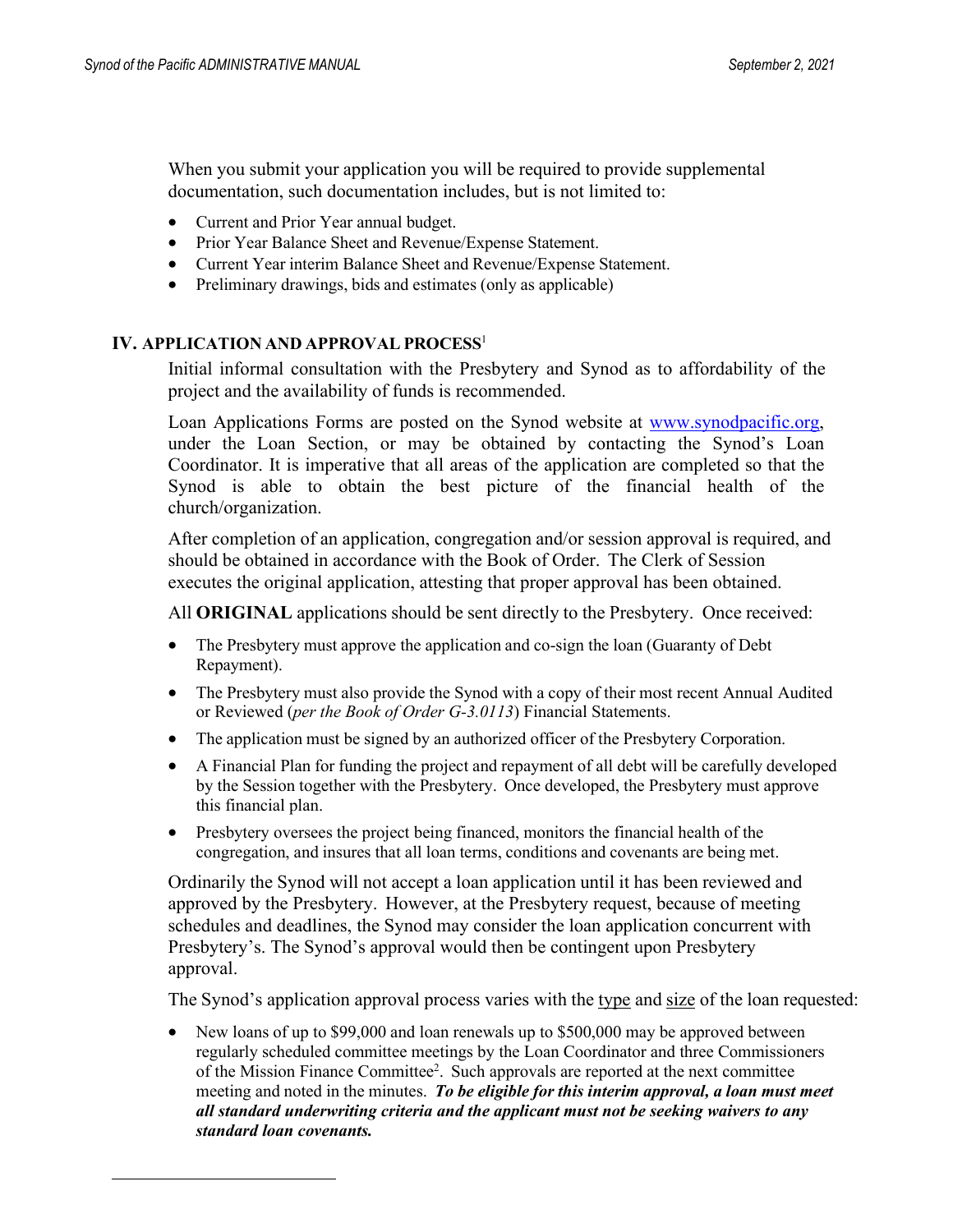When you submit your application you will be required to provide supplemental documentation, such documentation includes, but is not limited to:

- Current and Prior Year annual budget.
- Prior Year Balance Sheet and Revenue/Expense Statement.
- Current Year interim Balance Sheet and Revenue/Expense Statement.
- Preliminary drawings, bids and estimates (only as applicable)

## IV. APPLICATION AND APPROVAL PROCESS[1]

Initial informal consultation with the Presbytery and Synod as to affordability of the project and the availability of funds is recommended.

Loan Applications Forms are posted on the Synod website at www.synodpacific.org, under the Loan Section, or may be obtained by contacting the Synod's Loan Coordinator. It is imperative that all areas of the application are completed so that the Synod is able to obtain the best picture of the financial health of the church/organization.

After completion of an application, congregation and/or session approval is required, and should be obtained in accordance with the Book of Order. The Clerk of Session executes the original application, attesting that proper approval has been obtained.

All **ORIGINAL** applications should be sent directly to the Presbytery. Once received:

- The Presbytery must approve the application and co-sign the loan (Guaranty of Debt Repayment).
- The Presbytery must also provide the Synod with a copy of their most recent Annual Audited or Reviewed (*per the Book of Order G-3.0113*) Financial Statements.
- The application must be signed by an authorized officer of the Presbytery Corporation.
- A Financial Plan for funding the project and repayment of all debt will be carefully developed by the Session together with the Presbytery. Once developed, the Presbytery must approve this financial plan.
- Presbytery oversees the project being financed, monitors the financial health of the congregation, and insures that all loan terms, conditions and covenants are being met.

Ordinarily the Synod will not accept a loan application until it has been reviewed and approved by the Presbytery. However, at the Presbytery request, because of meeting schedules and deadlines, the Synod may consider the loan application concurrent with Presbytery's. The Synod's approval would then be contingent upon Presbytery approval.

The Synod's application approval process varies with the type and size of the loan requested:

- New loans of up to $99,000 and loan renewals up to $500,000 may be approved between regularly scheduled committee meetings by the Loan Coordinator and three Commissioners of the Mission Finance Committee[2]. Such approvals are reported at the next committee meeting and noted in the minutes. ***To be eligible for this interim approval, a loan must meet all standard underwriting criteria and the applicant must not be seeking waivers to any standard loan covenants.***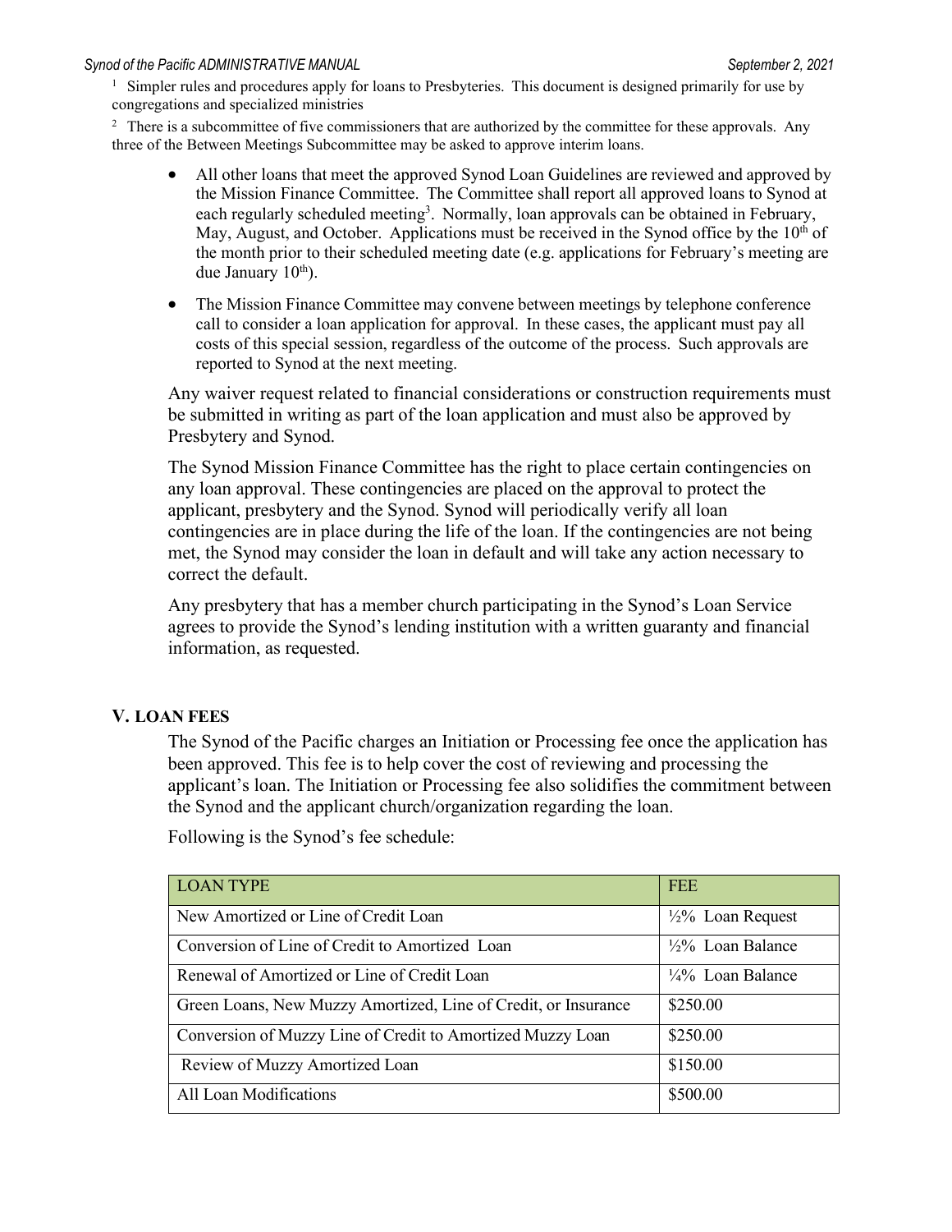[1] Simpler rules and procedures apply for loans to Presbyteries. This document is designed primarily for use by congregations and specialized ministries

[2] There is a subcommittee of five commissioners that are authorized by the committee for these approvals. Any three of the Between Meetings Subcommittee may be asked to approve interim loans.

- All other loans that meet the approved Synod Loan Guidelines are reviewed and approved by the Mission Finance Committee. The Committee shall report all approved loans to Synod at each regularly scheduled meeting[3]. Normally, loan approvals can be obtained in February, May, August, and October. Applications must be received in the Synod office by the 10th of the month prior to their scheduled meeting date (e.g. applications for February's meeting are due January 10th).
- The Mission Finance Committee may convene between meetings by telephone conference call to consider a loan application for approval. In these cases, the applicant must pay all costs of this special session, regardless of the outcome of the process. Such approvals are reported to Synod at the next meeting.

Any waiver request related to financial considerations or construction requirements must be submitted in writing as part of the loan application and must also be approved by Presbytery and Synod.

The Synod Mission Finance Committee has the right to place certain contingencies on any loan approval. These contingencies are placed on the approval to protect the applicant, presbytery and the Synod. Synod will periodically verify all loan contingencies are in place during the life of the loan. If the contingencies are not being met, the Synod may consider the loan in default and will take any action necessary to correct the default.

Any presbytery that has a member church participating in the Synod's Loan Service agrees to provide the Synod's lending institution with a written guaranty and financial information, as requested.

## V. LOAN FEES

The Synod of the Pacific charges an Initiation or Processing fee once the application has been approved. This fee is to help cover the cost of reviewing and processing the applicant's loan. The Initiation or Processing fee also solidifies the commitment between the Synod and the applicant church/organization regarding the loan.

Following is the Synod's fee schedule:

| LOAN TYPE | FEE |
| --- | --- |
| New Amortized or Line of Credit Loan | ½% Loan Request |
| Conversion of Line of Credit to Amortized Loan | ½% Loan Balance |
| Renewal of Amortized or Line of Credit Loan | ¼% Loan Balance |
| Green Loans, New Muzzy Amortized, Line of Credit, or Insurance | $250.00 |
| Conversion of Muzzy Line of Credit to Amortized Muzzy Loan | $250.00 |
| Review of Muzzy Amortized Loan | $150.00 |
| All Loan Modifications | $500.00 |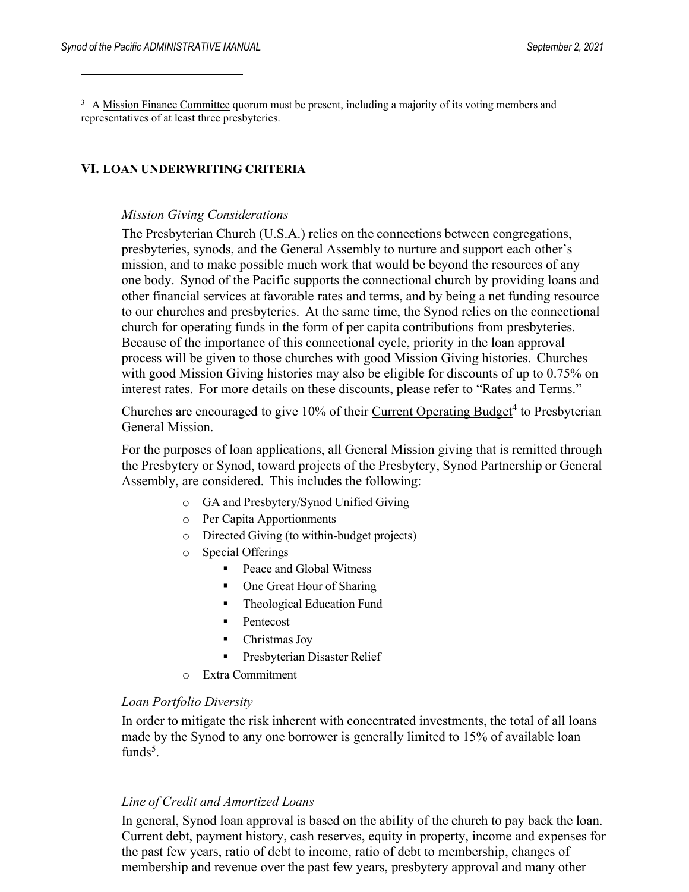[3] A Mission Finance Committee quorum must be present, including a majority of its voting members and representatives of at least three presbyteries.

## VI. LOAN UNDERWRITING CRITERIA

*Mission Giving Considerations*

The Presbyterian Church (U.S.A.) relies on the connections between congregations, presbyteries, synods, and the General Assembly to nurture and support each other's mission, and to make possible much work that would be beyond the resources of any one body. Synod of the Pacific supports the connectional church by providing loans and other financial services at favorable rates and terms, and by being a net funding resource to our churches and presbyteries. At the same time, the Synod relies on the connectional church for operating funds in the form of per capita contributions from presbyteries. Because of the importance of this connectional cycle, priority in the loan approval process will be given to those churches with good Mission Giving histories. Churches with good Mission Giving histories may also be eligible for discounts of up to 0.75% on interest rates. For more details on these discounts, please refer to "Rates and Terms."

Churches are encouraged to give 10% of their Current Operating Budget[4] to Presbyterian General Mission.

For the purposes of loan applications, all General Mission giving that is remitted through the Presbytery or Synod, toward projects of the Presbytery, Synod Partnership or General Assembly, are considered. This includes the following:

- GA and Presbytery/Synod Unified Giving
- Per Capita Apportionments
- Directed Giving (to within-budget projects)
- Special Offerings
  - Peace and Global Witness
  - One Great Hour of Sharing
  - Theological Education Fund
  - Pentecost
  - Christmas Joy
  - Presbyterian Disaster Relief
- Extra Commitment

*Loan Portfolio Diversity*

In order to mitigate the risk inherent with concentrated investments, the total of all loans made by the Synod to any one borrower is generally limited to 15% of available loan funds[5].

*Line of Credit and Amortized Loans*

In general, Synod loan approval is based on the ability of the church to pay back the loan. Current debt, payment history, cash reserves, equity in property, income and expenses for the past few years, ratio of debt to income, ratio of debt to membership, changes of membership and revenue over the past few years, presbytery approval and many other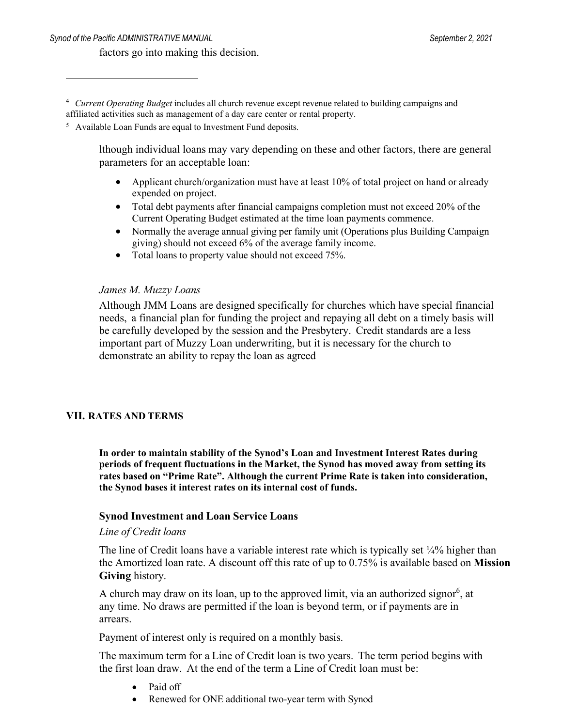factors go into making this decision.

lthough individual loans may vary depending on these and other factors, there are general parameters for an acceptable loan:

- Applicant church/organization must have at least 10% of total project on hand or already expended on project.
- Total debt payments after financial campaigns completion must not exceed 20% of the Current Operating Budget estimated at the time loan payments commence.
- Normally the average annual giving per family unit (Operations plus Building Campaign giving) should not exceed 6% of the average family income.
- Total loans to property value should not exceed 75%.

*James M. Muzzy Loans*

Although JMM Loans are designed specifically for churches which have special financial needs, a financial plan for funding the project and repaying all debt on a timely basis will be carefully developed by the session and the Presbytery. Credit standards are a less important part of Muzzy Loan underwriting, but it is necessary for the church to demonstrate an ability to repay the loan as agreed

## VII. RATES AND TERMS

**In order to maintain stability of the Synod's Loan and Investment Interest Rates during periods of frequent fluctuations in the Market, the Synod has moved away from setting its rates based on "Prime Rate". Although the current Prime Rate is taken into consideration, the Synod bases it interest rates on its internal cost of funds.**

### Synod Investment and Loan Service Loans

*Line of Credit loans*

The line of Credit loans have a variable interest rate which is typically set ¼% higher than the Amortized loan rate. A discount off this rate of up to 0.75% is available based on **Mission Giving** history.

A church may draw on its loan, up to the approved limit, via an authorized signor[6], at any time. No draws are permitted if the loan is beyond term, or if payments are in arrears.

Payment of interest only is required on a monthly basis.

The maximum term for a Line of Credit loan is two years. The term period begins with the first loan draw. At the end of the term a Line of Credit loan must be:

- Paid off
- Renewed for ONE additional two-year term with Synod

---

[4] *Current Operating Budget* includes all church revenue except revenue related to building campaigns and affiliated activities such as management of a day care center or rental property.

[5] Available Loan Funds are equal to Investment Fund deposits.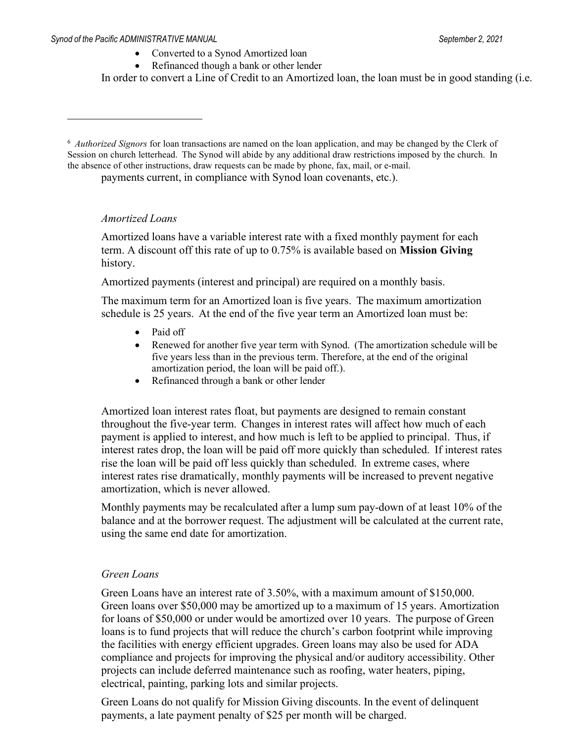- Converted to a Synod Amortized loan
- Refinanced though a bank or other lender

In order to convert a Line of Credit to an Amortized loan, the loan must be in good standing (i.e. payments current, in compliance with Synod loan covenants, etc.).

[6] *Authorized Signors* for loan transactions are named on the loan application, and may be changed by the Clerk of Session on church letterhead. The Synod will abide by any additional draw restrictions imposed by the church. In the absence of other instructions, draw requests can be made by phone, fax, mail, or e-mail.

*Amortized Loans*

Amortized loans have a variable interest rate with a fixed monthly payment for each term. A discount off this rate of up to 0.75% is available based on **Mission Giving** history.

Amortized payments (interest and principal) are required on a monthly basis.

The maximum term for an Amortized loan is five years. The maximum amortization schedule is 25 years. At the end of the five year term an Amortized loan must be:

- Paid off
- Renewed for another five year term with Synod. (The amortization schedule will be five years less than in the previous term. Therefore, at the end of the original amortization period, the loan will be paid off.).
- Refinanced through a bank or other lender

Amortized loan interest rates float, but payments are designed to remain constant throughout the five-year term. Changes in interest rates will affect how much of each payment is applied to interest, and how much is left to be applied to principal. Thus, if interest rates drop, the loan will be paid off more quickly than scheduled. If interest rates rise the loan will be paid off less quickly than scheduled. In extreme cases, where interest rates rise dramatically, monthly payments will be increased to prevent negative amortization, which is never allowed.

Monthly payments may be recalculated after a lump sum pay-down of at least 10% of the balance and at the borrower request. The adjustment will be calculated at the current rate, using the same end date for amortization.

*Green Loans*

Green Loans have an interest rate of 3.50%, with a maximum amount of $150,000. Green loans over $50,000 may be amortized up to a maximum of 15 years. Amortization for loans of $50,000 or under would be amortized over 10 years. The purpose of Green loans is to fund projects that will reduce the church's carbon footprint while improving the facilities with energy efficient upgrades. Green loans may also be used for ADA compliance and projects for improving the physical and/or auditory accessibility. Other projects can include deferred maintenance such as roofing, water heaters, piping, electrical, painting, parking lots and similar projects.

Green Loans do not qualify for Mission Giving discounts. In the event of delinquent payments, a late payment penalty of $25 per month will be charged.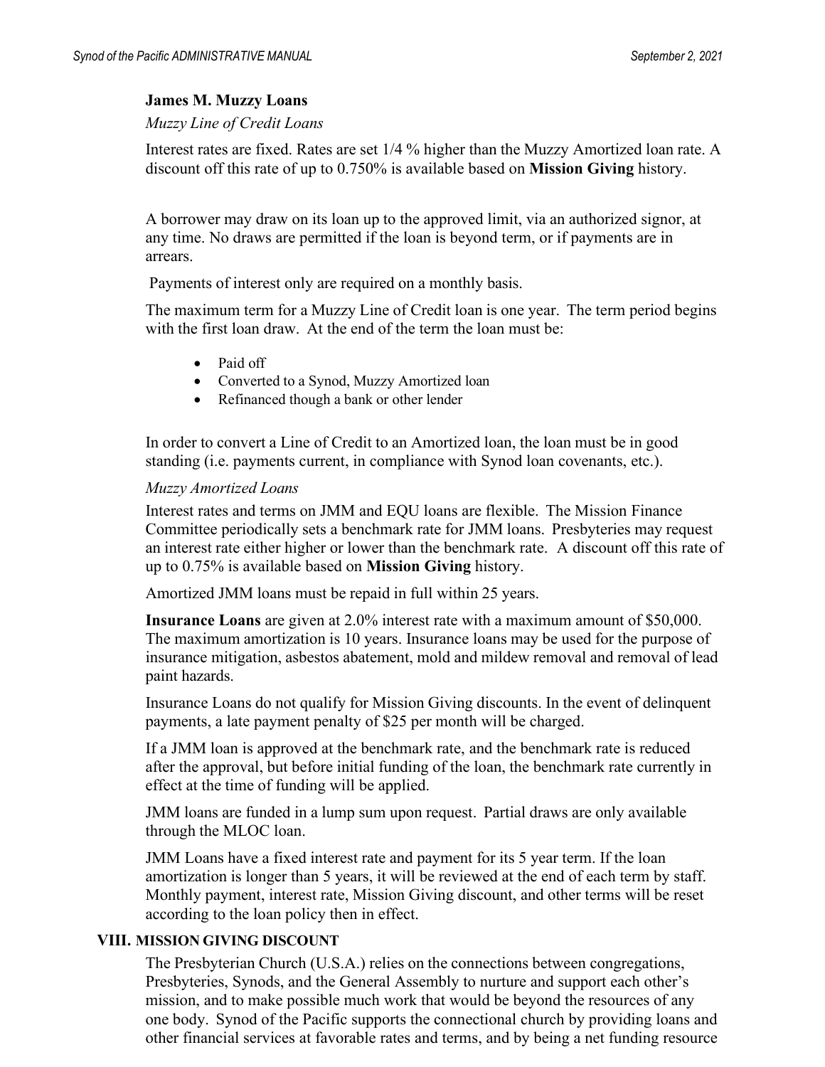**James M. Muzzy Loans**

*Muzzy Line of Credit Loans*

Interest rates are fixed. Rates are set 1/4 % higher than the Muzzy Amortized loan rate. A discount off this rate of up to 0.750% is available based on **Mission Giving** history.

A borrower may draw on its loan up to the approved limit, via an authorized signor, at any time. No draws are permitted if the loan is beyond term, or if payments are in arrears.

Payments of interest only are required on a monthly basis.

The maximum term for a Muzzy Line of Credit loan is one year. The term period begins with the first loan draw. At the end of the term the loan must be:

- Paid off
- Converted to a Synod, Muzzy Amortized loan
- Refinanced though a bank or other lender

In order to convert a Line of Credit to an Amortized loan, the loan must be in good standing (i.e. payments current, in compliance with Synod loan covenants, etc.).

*Muzzy Amortized Loans*

Interest rates and terms on JMM and EQU loans are flexible. The Mission Finance Committee periodically sets a benchmark rate for JMM loans. Presbyteries may request an interest rate either higher or lower than the benchmark rate. A discount off this rate of up to 0.75% is available based on **Mission Giving** history.

Amortized JMM loans must be repaid in full within 25 years.

**Insurance Loans** are given at 2.0% interest rate with a maximum amount of $50,000. The maximum amortization is 10 years. Insurance loans may be used for the purpose of insurance mitigation, asbestos abatement, mold and mildew removal and removal of lead paint hazards.

Insurance Loans do not qualify for Mission Giving discounts. In the event of delinquent payments, a late payment penalty of $25 per month will be charged.

If a JMM loan is approved at the benchmark rate, and the benchmark rate is reduced after the approval, but before initial funding of the loan, the benchmark rate currently in effect at the time of funding will be applied.

JMM loans are funded in a lump sum upon request. Partial draws are only available through the MLOC loan.

JMM Loans have a fixed interest rate and payment for its 5 year term. If the loan amortization is longer than 5 years, it will be reviewed at the end of each term by staff. Monthly payment, interest rate, Mission Giving discount, and other terms will be reset according to the loan policy then in effect.

## VIII. MISSION GIVING DISCOUNT

The Presbyterian Church (U.S.A.) relies on the connections between congregations, Presbyteries, Synods, and the General Assembly to nurture and support each other's mission, and to make possible much work that would be beyond the resources of any one body. Synod of the Pacific supports the connectional church by providing loans and other financial services at favorable rates and terms, and by being a net funding resource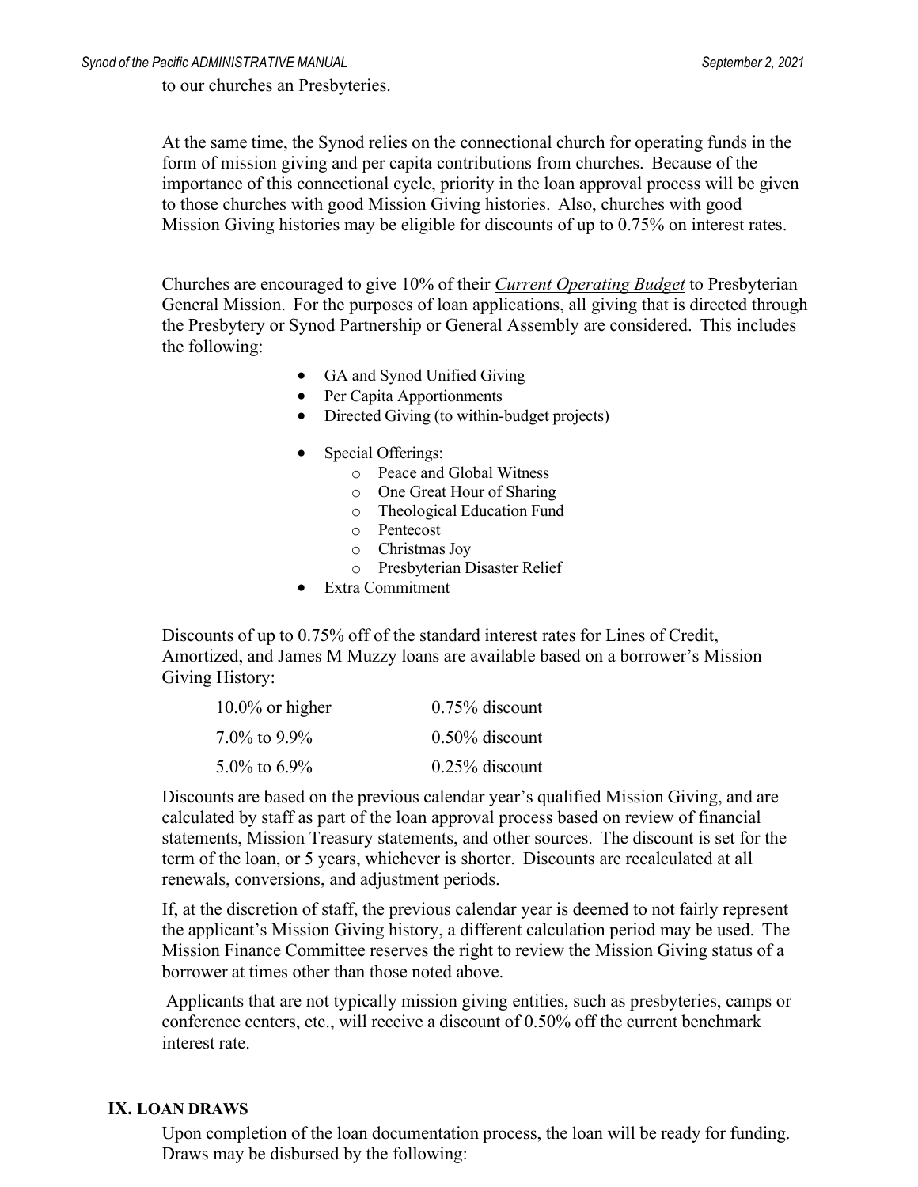to our churches an Presbyteries.

At the same time, the Synod relies on the connectional church for operating funds in the form of mission giving and per capita contributions from churches. Because of the importance of this connectional cycle, priority in the loan approval process will be given to those churches with good Mission Giving histories. Also, churches with good Mission Giving histories may be eligible for discounts of up to 0.75% on interest rates.

Churches are encouraged to give 10% of their ***Current Operating Budget*** to Presbyterian General Mission. For the purposes of loan applications, all giving that is directed through the Presbytery or Synod Partnership or General Assembly are considered. This includes the following:

- GA and Synod Unified Giving
- Per Capita Apportionments
- Directed Giving (to within-budget projects)
- Special Offerings:
  - Peace and Global Witness
  - One Great Hour of Sharing
  - Theological Education Fund
  - Pentecost
  - Christmas Joy
  - Presbyterian Disaster Relief
- Extra Commitment

Discounts of up to 0.75% off of the standard interest rates for Lines of Credit, Amortized, and James M Muzzy loans are available based on a borrower's Mission Giving History:

| | |
|---|---|
| 10.0% or higher | 0.75% discount |
| 7.0% to 9.9% | 0.50% discount |
| 5.0% to 6.9% | 0.25% discount |

Discounts are based on the previous calendar year's qualified Mission Giving, and are calculated by staff as part of the loan approval process based on review of financial statements, Mission Treasury statements, and other sources. The discount is set for the term of the loan, or 5 years, whichever is shorter. Discounts are recalculated at all renewals, conversions, and adjustment periods.

If, at the discretion of staff, the previous calendar year is deemed to not fairly represent the applicant's Mission Giving history, a different calculation period may be used. The Mission Finance Committee reserves the right to review the Mission Giving status of a borrower at times other than those noted above.

Applicants that are not typically mission giving entities, such as presbyteries, camps or conference centers, etc., will receive a discount of 0.50% off the current benchmark interest rate.

## IX. LOAN DRAWS

Upon completion of the loan documentation process, the loan will be ready for funding. Draws may be disbursed by the following: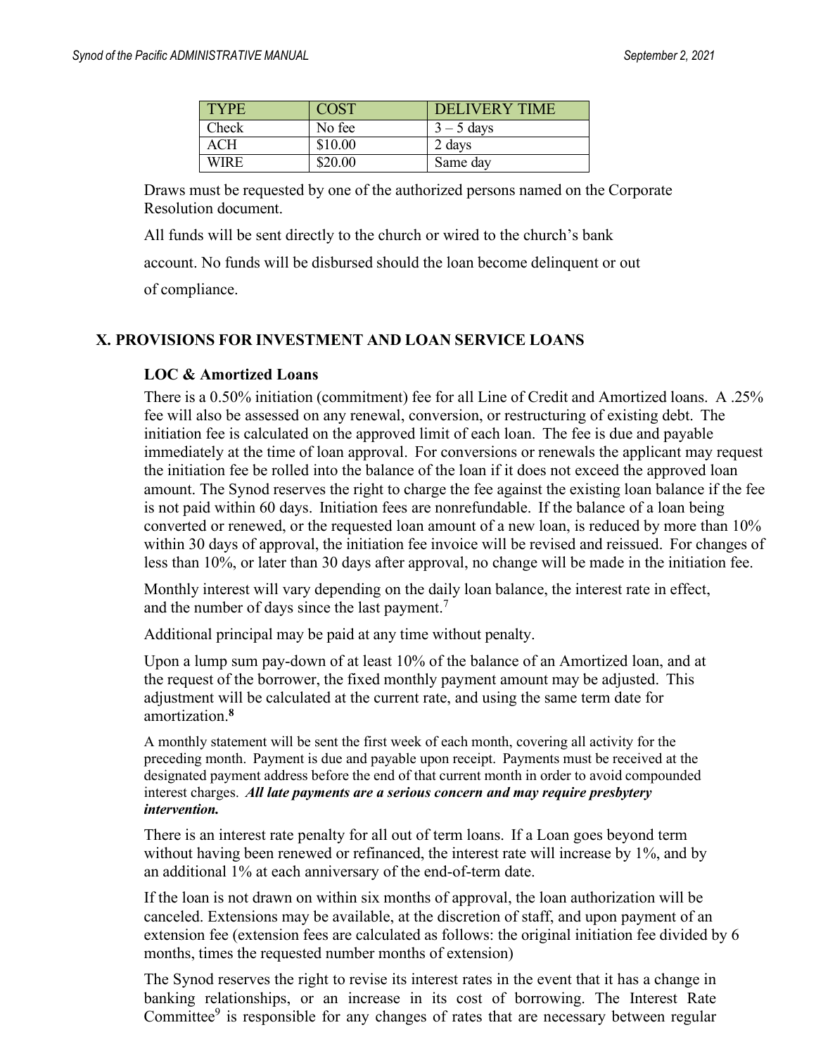| TYPE | COST | DELIVERY TIME |
|---|---|---|
| Check | No fee | 3 – 5 days |
| ACH | $10.00 | 2 days |
| WIRE | $20.00 | Same day |

Draws must be requested by one of the authorized persons named on the Corporate Resolution document.

All funds will be sent directly to the church or wired to the church's bank account. No funds will be disbursed should the loan become delinquent or out of compliance.

## X. PROVISIONS FOR INVESTMENT AND LOAN SERVICE LOANS

### LOC & Amortized Loans

There is a 0.50% initiation (commitment) fee for all Line of Credit and Amortized loans. A .25% fee will also be assessed on any renewal, conversion, or restructuring of existing debt. The initiation fee is calculated on the approved limit of each loan. The fee is due and payable immediately at the time of loan approval. For conversions or renewals the applicant may request the initiation fee be rolled into the balance of the loan if it does not exceed the approved loan amount. The Synod reserves the right to charge the fee against the existing loan balance if the fee is not paid within 60 days. Initiation fees are nonrefundable. If the balance of a loan being converted or renewed, or the requested loan amount of a new loan, is reduced by more than 10% within 30 days of approval, the initiation fee invoice will be revised and reissued. For changes of less than 10%, or later than 30 days after approval, no change will be made in the initiation fee.

Monthly interest will vary depending on the daily loan balance, the interest rate in effect, and the number of days since the last payment.[7]

Additional principal may be paid at any time without penalty.

Upon a lump sum pay-down of at least 10% of the balance of an Amortized loan, and at the request of the borrower, the fixed monthly payment amount may be adjusted. This adjustment will be calculated at the current rate, and using the same term date for amortization.[8]

A monthly statement will be sent the first week of each month, covering all activity for the preceding month. Payment is due and payable upon receipt. Payments must be received at the designated payment address before the end of that current month in order to avoid compounded interest charges. ***All late payments are a serious concern and may require presbytery intervention.***

There is an interest rate penalty for all out of term loans. If a Loan goes beyond term without having been renewed or refinanced, the interest rate will increase by 1%, and by an additional 1% at each anniversary of the end-of-term date.

If the loan is not drawn on within six months of approval, the loan authorization will be canceled. Extensions may be available, at the discretion of staff, and upon payment of an extension fee (extension fees are calculated as follows: the original initiation fee divided by 6 months, times the requested number months of extension)

The Synod reserves the right to revise its interest rates in the event that it has a change in banking relationships, or an increase in its cost of borrowing. The Interest Rate Committee[9] is responsible for any changes of rates that are necessary between regular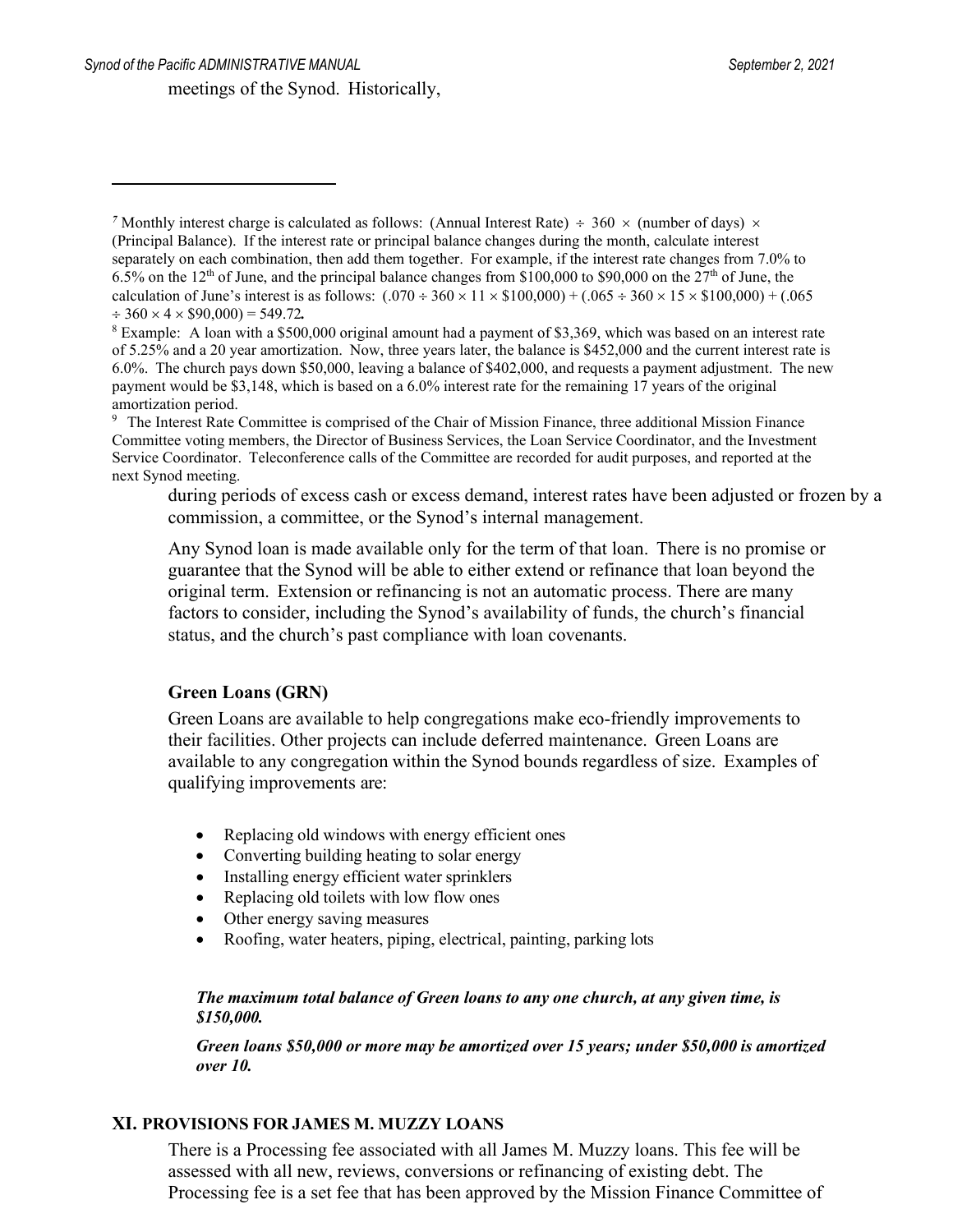meetings of the Synod. Historically, during periods of excess cash or excess demand, interest rates have been adjusted or frozen by a commission, a committee, or the Synod's internal management.

Any Synod loan is made available only for the term of that loan. There is no promise or guarantee that the Synod will be able to either extend or refinance that loan beyond the original term. Extension or refinancing is not an automatic process. There are many factors to consider, including the Synod's availability of funds, the church's financial status, and the church's past compliance with loan covenants.

### Green Loans (GRN)

Green Loans are available to help congregations make eco-friendly improvements to their facilities. Other projects can include deferred maintenance. Green Loans are available to any congregation within the Synod bounds regardless of size. Examples of qualifying improvements are:

- Replacing old windows with energy efficient ones
- Converting building heating to solar energy
- Installing energy efficient water sprinklers
- Replacing old toilets with low flow ones
- Other energy saving measures
- Roofing, water heaters, piping, electrical, painting, parking lots

***The maximum total balance of Green loans to any one church, at any given time, is $150,000.***

***Green loans $50,000 or more may be amortized over 15 years; under $50,000 is amortized over 10.***

## XI. PROVISIONS FOR JAMES M. MUZZY LOANS

There is a Processing fee associated with all James M. Muzzy loans. This fee will be assessed with all new, reviews, conversions or refinancing of existing debt. The Processing fee is a set fee that has been approved by the Mission Finance Committee of

---

[7] Monthly interest charge is calculated as follows: (Annual Interest Rate) ÷ 360 × (number of days) × (Principal Balance). If the interest rate or principal balance changes during the month, calculate interest separately on each combination, then add them together. For example, if the interest rate changes from 7.0% to 6.5% on the 12th of June, and the principal balance changes from $100,000 to $90,000 on the 27th of June, the calculation of June's interest is as follows: $(.070 \div 360 \times 11 \times \$100{,}000) + (.065 \div 360 \times 15 \times \$100{,}000) + (.065 \div 360 \times 4 \times \$90{,}000) = 549.72$.

[8] Example: A loan with a $500,000 original amount had a payment of $3,369, which was based on an interest rate of 5.25% and a 20 year amortization. Now, three years later, the balance is $452,000 and the current interest rate is 6.0%. The church pays down $50,000, leaving a balance of $402,000, and requests a payment adjustment. The new payment would be $3,148, which is based on a 6.0% interest rate for the remaining 17 years of the original amortization period.

[9] The Interest Rate Committee is comprised of the Chair of Mission Finance, three additional Mission Finance Committee voting members, the Director of Business Services, the Loan Service Coordinator, and the Investment Service Coordinator. Teleconference calls of the Committee are recorded for audit purposes, and reported at the next Synod meeting.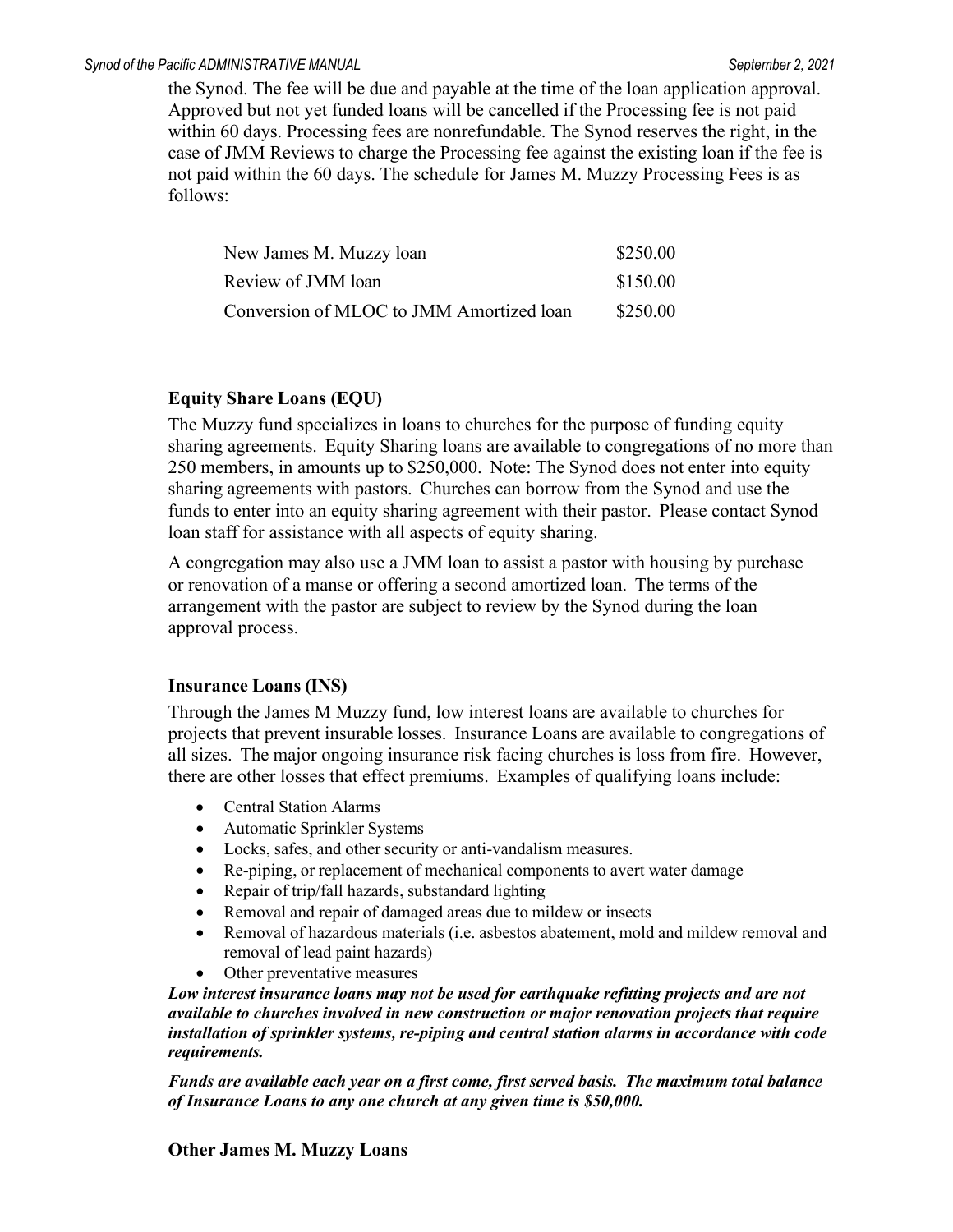the Synod. The fee will be due and payable at the time of the loan application approval. Approved but not yet funded loans will be cancelled if the Processing fee is not paid within 60 days. Processing fees are nonrefundable. The Synod reserves the right, in the case of JMM Reviews to charge the Processing fee against the existing loan if the fee is not paid within the 60 days. The schedule for James M. Muzzy Processing Fees is as follows:

| | |
|---|---|
| New James M. Muzzy loan | $250.00 |
| Review of JMM loan | $150.00 |
| Conversion of MLOC to JMM Amortized loan | $250.00 |

### Equity Share Loans (EQU)

The Muzzy fund specializes in loans to churches for the purpose of funding equity sharing agreements. Equity Sharing loans are available to congregations of no more than 250 members, in amounts up to $250,000. Note: The Synod does not enter into equity sharing agreements with pastors. Churches can borrow from the Synod and use the funds to enter into an equity sharing agreement with their pastor. Please contact Synod loan staff for assistance with all aspects of equity sharing.

A congregation may also use a JMM loan to assist a pastor with housing by purchase or renovation of a manse or offering a second amortized loan. The terms of the arrangement with the pastor are subject to review by the Synod during the loan approval process.

### Insurance Loans (INS)

Through the James M Muzzy fund, low interest loans are available to churches for projects that prevent insurable losses. Insurance Loans are available to congregations of all sizes. The major ongoing insurance risk facing churches is loss from fire. However, there are other losses that effect premiums. Examples of qualifying loans include:

- Central Station Alarms
- Automatic Sprinkler Systems
- Locks, safes, and other security or anti-vandalism measures.
- Re-piping, or replacement of mechanical components to avert water damage
- Repair of trip/fall hazards, substandard lighting
- Removal and repair of damaged areas due to mildew or insects
- Removal of hazardous materials (i.e. asbestos abatement, mold and mildew removal and removal of lead paint hazards)
- Other preventative measures

***Low interest insurance loans may not be used for earthquake refitting projects and are not available to churches involved in new construction or major renovation projects that require installation of sprinkler systems, re-piping and central station alarms in accordance with code requirements.***

***Funds are available each year on a first come, first served basis. The maximum total balance of Insurance Loans to any one church at any given time is $50,000.***

### Other James M. Muzzy Loans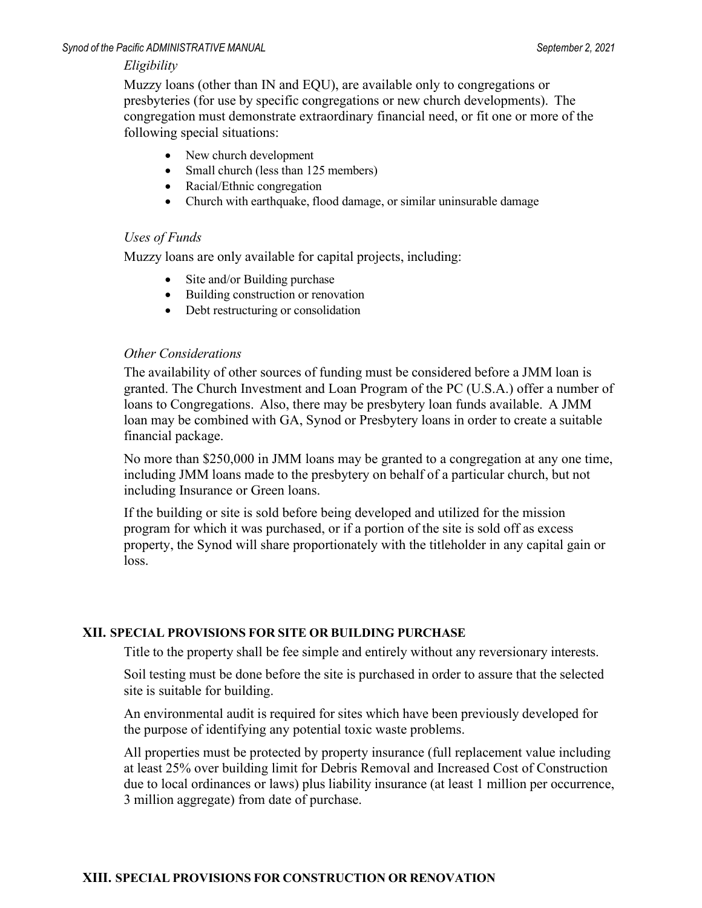*Eligibility*

Muzzy loans (other than IN and EQU), are available only to congregations or presbyteries (for use by specific congregations or new church developments). The congregation must demonstrate extraordinary financial need, or fit one or more of the following special situations:

- New church development
- Small church (less than 125 members)
- Racial/Ethnic congregation
- Church with earthquake, flood damage, or similar uninsurable damage

*Uses of Funds*

Muzzy loans are only available for capital projects, including:

- Site and/or Building purchase
- Building construction or renovation
- Debt restructuring or consolidation

*Other Considerations*

The availability of other sources of funding must be considered before a JMM loan is granted. The Church Investment and Loan Program of the PC (U.S.A.) offer a number of loans to Congregations. Also, there may be presbytery loan funds available. A JMM loan may be combined with GA, Synod or Presbytery loans in order to create a suitable financial package.

No more than $250,000 in JMM loans may be granted to a congregation at any one time, including JMM loans made to the presbytery on behalf of a particular church, but not including Insurance or Green loans.

If the building or site is sold before being developed and utilized for the mission program for which it was purchased, or if a portion of the site is sold off as excess property, the Synod will share proportionately with the titleholder in any capital gain or loss.

## XII. SPECIAL PROVISIONS FOR SITE OR BUILDING PURCHASE

Title to the property shall be fee simple and entirely without any reversionary interests.

Soil testing must be done before the site is purchased in order to assure that the selected site is suitable for building.

An environmental audit is required for sites which have been previously developed for the purpose of identifying any potential toxic waste problems.

All properties must be protected by property insurance (full replacement value including at least 25% over building limit for Debris Removal and Increased Cost of Construction due to local ordinances or laws) plus liability insurance (at least 1 million per occurrence, 3 million aggregate) from date of purchase.

## XIII. SPECIAL PROVISIONS FOR CONSTRUCTION OR RENOVATION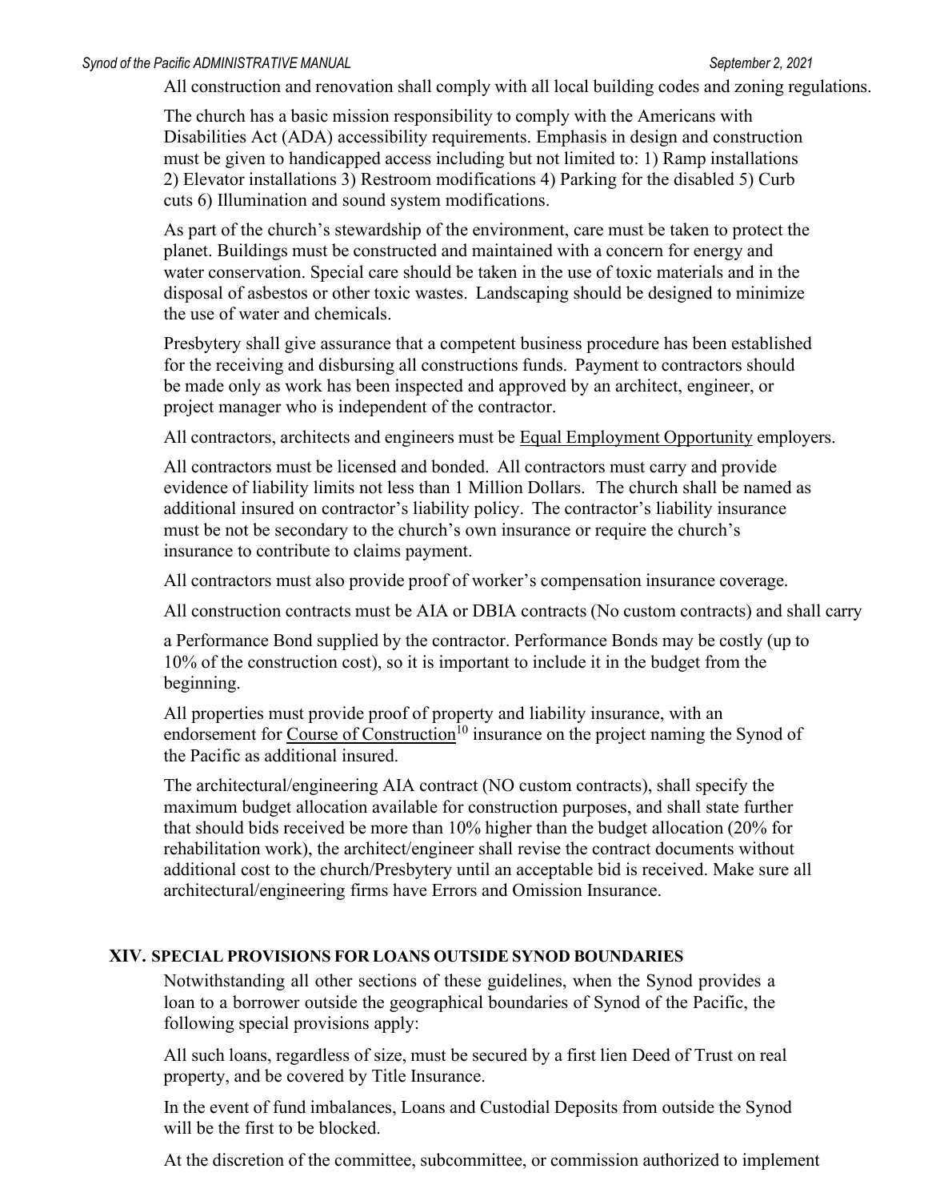All construction and renovation shall comply with all local building codes and zoning regulations.

The church has a basic mission responsibility to comply with the Americans with Disabilities Act (ADA) accessibility requirements. Emphasis in design and construction must be given to handicapped access including but not limited to: 1) Ramp installations 2) Elevator installations 3) Restroom modifications 4) Parking for the disabled 5) Curb cuts 6) Illumination and sound system modifications.

As part of the church's stewardship of the environment, care must be taken to protect the planet. Buildings must be constructed and maintained with a concern for energy and water conservation. Special care should be taken in the use of toxic materials and in the disposal of asbestos or other toxic wastes. Landscaping should be designed to minimize the use of water and chemicals.

Presbytery shall give assurance that a competent business procedure has been established for the receiving and disbursing all constructions funds. Payment to contractors should be made only as work has been inspected and approved by an architect, engineer, or project manager who is independent of the contractor.

All contractors, architects and engineers must be Equal Employment Opportunity employers.

All contractors must be licensed and bonded. All contractors must carry and provide evidence of liability limits not less than 1 Million Dollars. The church shall be named as additional insured on contractor's liability policy. The contractor's liability insurance must be not be secondary to the church's own insurance or require the church's insurance to contribute to claims payment.

All contractors must also provide proof of worker's compensation insurance coverage.

All construction contracts must be AIA or DBIA contracts (No custom contracts) and shall carry a Performance Bond supplied by the contractor. Performance Bonds may be costly (up to 10% of the construction cost), so it is important to include it in the budget from the beginning.

All properties must provide proof of property and liability insurance, with an endorsement for Course of Construction[10] insurance on the project naming the Synod of the Pacific as additional insured.

The architectural/engineering AIA contract (NO custom contracts), shall specify the maximum budget allocation available for construction purposes, and shall state further that should bids received be more than 10% higher than the budget allocation (20% for rehabilitation work), the architect/engineer shall revise the contract documents without additional cost to the church/Presbytery until an acceptable bid is received. Make sure all architectural/engineering firms have Errors and Omission Insurance.

## XIV. SPECIAL PROVISIONS FOR LOANS OUTSIDE SYNOD BOUNDARIES

Notwithstanding all other sections of these guidelines, when the Synod provides a loan to a borrower outside the geographical boundaries of Synod of the Pacific, the following special provisions apply:

All such loans, regardless of size, must be secured by a first lien Deed of Trust on real property, and be covered by Title Insurance.

In the event of fund imbalances, Loans and Custodial Deposits from outside the Synod will be the first to be blocked.

At the discretion of the committee, subcommittee, or commission authorized to implement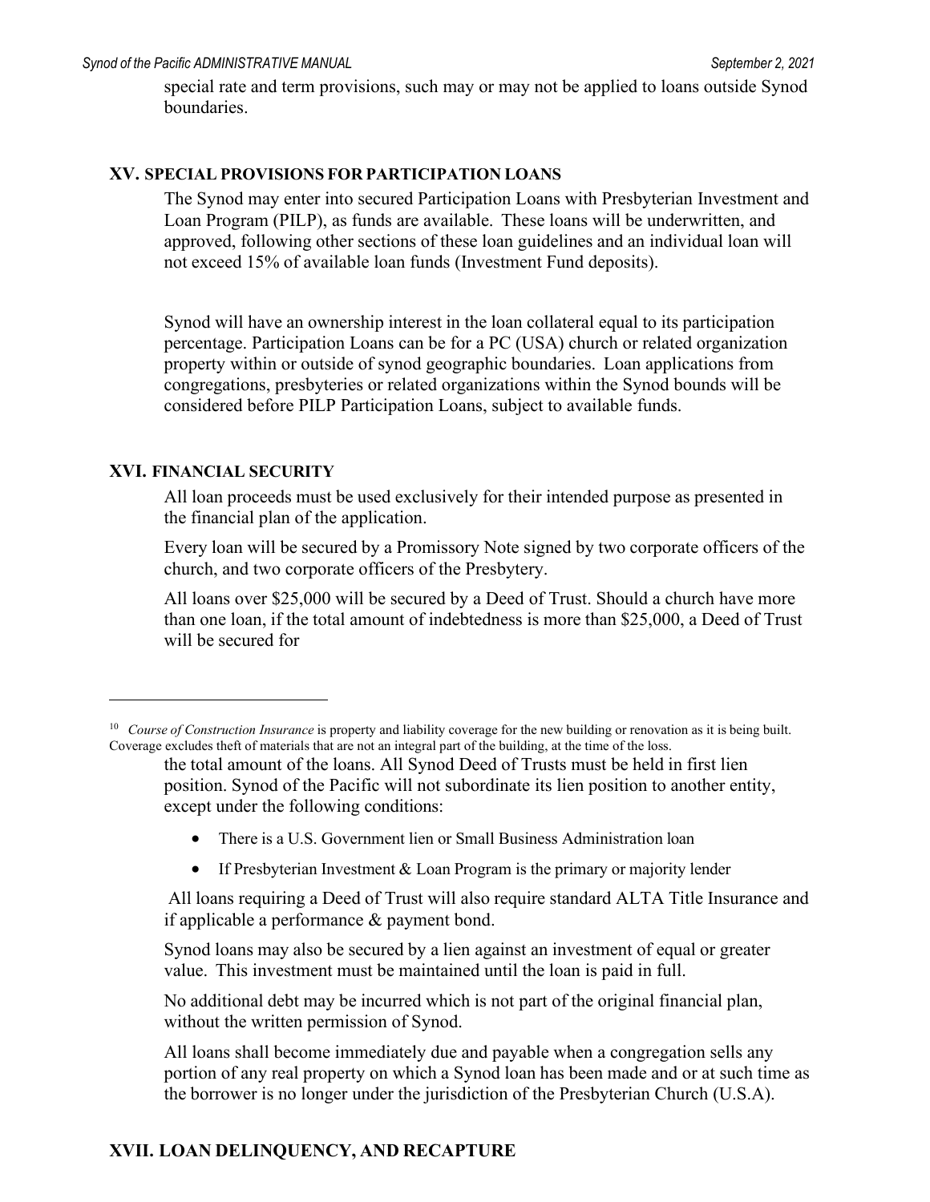special rate and term provisions, such may or may not be applied to loans outside Synod boundaries.

## XV. SPECIAL PROVISIONS FOR PARTICIPATION LOANS

The Synod may enter into secured Participation Loans with Presbyterian Investment and Loan Program (PILP), as funds are available. These loans will be underwritten, and approved, following other sections of these loan guidelines and an individual loan will not exceed 15% of available loan funds (Investment Fund deposits).

Synod will have an ownership interest in the loan collateral equal to its participation percentage. Participation Loans can be for a PC (USA) church or related organization property within or outside of synod geographic boundaries. Loan applications from congregations, presbyteries or related organizations within the Synod bounds will be considered before PILP Participation Loans, subject to available funds.

## XVI. FINANCIAL SECURITY

All loan proceeds must be used exclusively for their intended purpose as presented in the financial plan of the application.

Every loan will be secured by a Promissory Note signed by two corporate officers of the church, and two corporate officers of the Presbytery.

All loans over $25,000 will be secured by a Deed of Trust. Should a church have more than one loan, if the total amount of indebtedness is more than $25,000, a Deed of Trust will be secured for the total amount of the loans. All Synod Deed of Trusts must be held in first lien position. Synod of the Pacific will not subordinate its lien position to another entity, except under the following conditions:

- There is a U.S. Government lien or Small Business Administration loan
- If Presbyterian Investment & Loan Program is the primary or majority lender

All loans requiring a Deed of Trust will also require standard ALTA Title Insurance and if applicable a performance & payment bond.

Synod loans may also be secured by a lien against an investment of equal or greater value. This investment must be maintained until the loan is paid in full.

No additional debt may be incurred which is not part of the original financial plan, without the written permission of Synod.

All loans shall become immediately due and payable when a congregation sells any portion of any real property on which a Synod loan has been made and or at such time as the borrower is no longer under the jurisdiction of the Presbyterian Church (U.S.A).

## XVII. LOAN DELINQUENCY, AND RECAPTURE

[10] *Course of Construction Insurance* is property and liability coverage for the new building or renovation as it is being built. Coverage excludes theft of materials that are not an integral part of the building, at the time of the loss.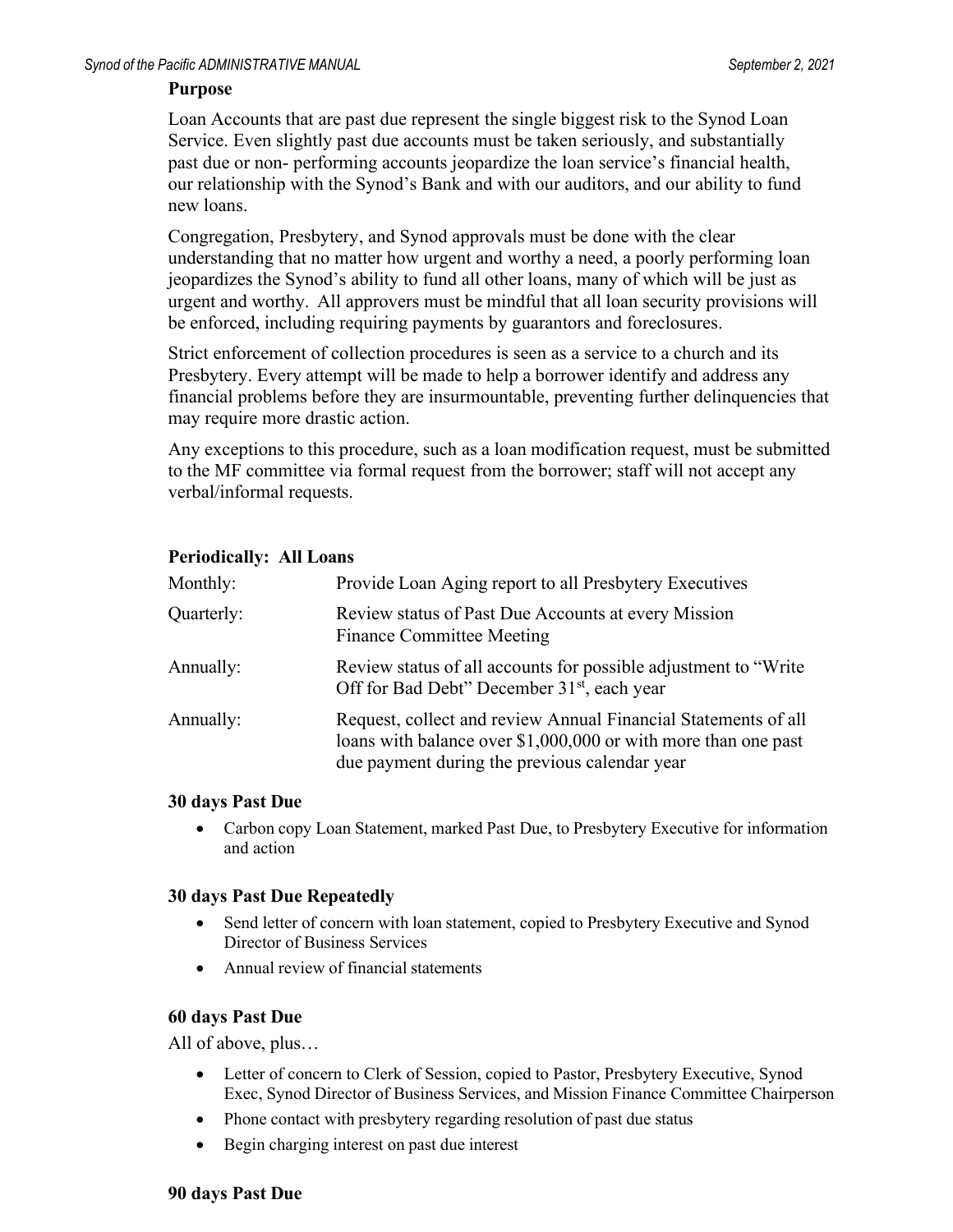**Purpose**

Loan Accounts that are past due represent the single biggest risk to the Synod Loan Service. Even slightly past due accounts must be taken seriously, and substantially past due or non- performing accounts jeopardize the loan service's financial health, our relationship with the Synod's Bank and with our auditors, and our ability to fund new loans.

Congregation, Presbytery, and Synod approvals must be done with the clear understanding that no matter how urgent and worthy a need, a poorly performing loan jeopardizes the Synod's ability to fund all other loans, many of which will be just as urgent and worthy. All approvers must be mindful that all loan security provisions will be enforced, including requiring payments by guarantors and foreclosures.

Strict enforcement of collection procedures is seen as a service to a church and its Presbytery. Every attempt will be made to help a borrower identify and address any financial problems before they are insurmountable, preventing further delinquencies that may require more drastic action.

Any exceptions to this procedure, such as a loan modification request, must be submitted to the MF committee via formal request from the borrower; staff will not accept any verbal/informal requests.

**Periodically: All Loans**

| | |
|---|---|
| Monthly: | Provide Loan Aging report to all Presbytery Executives |
| Quarterly: | Review status of Past Due Accounts at every Mission Finance Committee Meeting |
| Annually: | Review status of all accounts for possible adjustment to "Write Off for Bad Debt" December 31st, each year |
| Annually: | Request, collect and review Annual Financial Statements of all loans with balance over $1,000,000 or with more than one past due payment during the previous calendar year |

**30 days Past Due**

- Carbon copy Loan Statement, marked Past Due, to Presbytery Executive for information and action

**30 days Past Due Repeatedly**

- Send letter of concern with loan statement, copied to Presbytery Executive and Synod Director of Business Services
- Annual review of financial statements

**60 days Past Due**

All of above, plus…

- Letter of concern to Clerk of Session, copied to Pastor, Presbytery Executive, Synod Exec, Synod Director of Business Services, and Mission Finance Committee Chairperson
- Phone contact with presbytery regarding resolution of past due status
- Begin charging interest on past due interest

**90 days Past Due**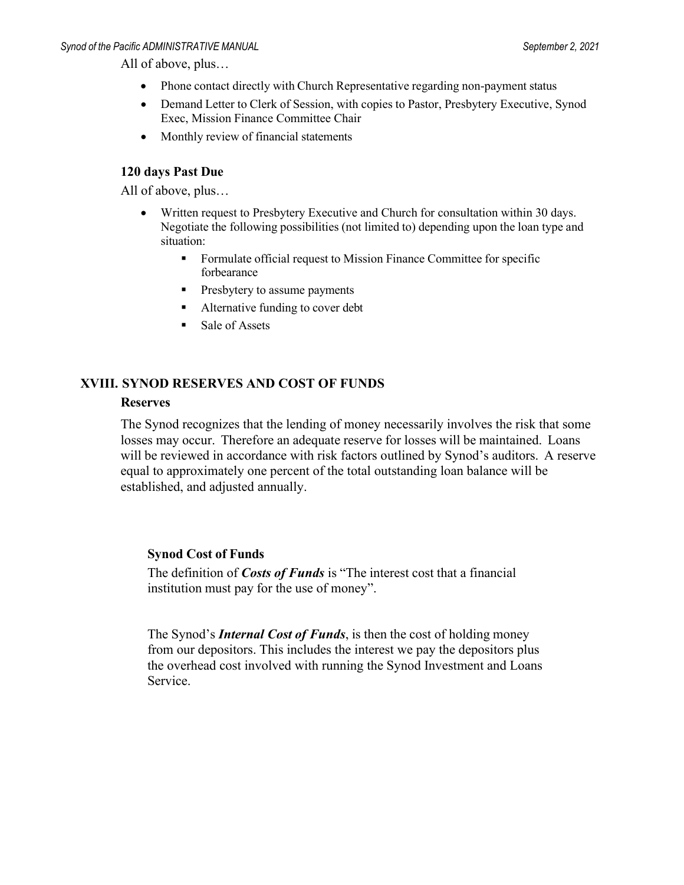All of above, plus…

- Phone contact directly with Church Representative regarding non-payment status
- Demand Letter to Clerk of Session, with copies to Pastor, Presbytery Executive, Synod Exec, Mission Finance Committee Chair
- Monthly review of financial statements

### 120 days Past Due

All of above, plus…

- Written request to Presbytery Executive and Church for consultation within 30 days. Negotiate the following possibilities (not limited to) depending upon the loan type and situation:
    - Formulate official request to Mission Finance Committee for specific forbearance
    - Presbytery to assume payments
    - Alternative funding to cover debt
    - Sale of Assets

## XVIII. SYNOD RESERVES AND COST OF FUNDS

### Reserves

The Synod recognizes that the lending of money necessarily involves the risk that some losses may occur. Therefore an adequate reserve for losses will be maintained. Loans will be reviewed in accordance with risk factors outlined by Synod's auditors. A reserve equal to approximately one percent of the total outstanding loan balance will be established, and adjusted annually.

### Synod Cost of Funds

The definition of ***Costs of Funds*** is "The interest cost that a financial institution must pay for the use of money".

The Synod's ***Internal Cost of Funds***, is then the cost of holding money from our depositors. This includes the interest we pay the depositors plus the overhead cost involved with running the Synod Investment and Loans Service.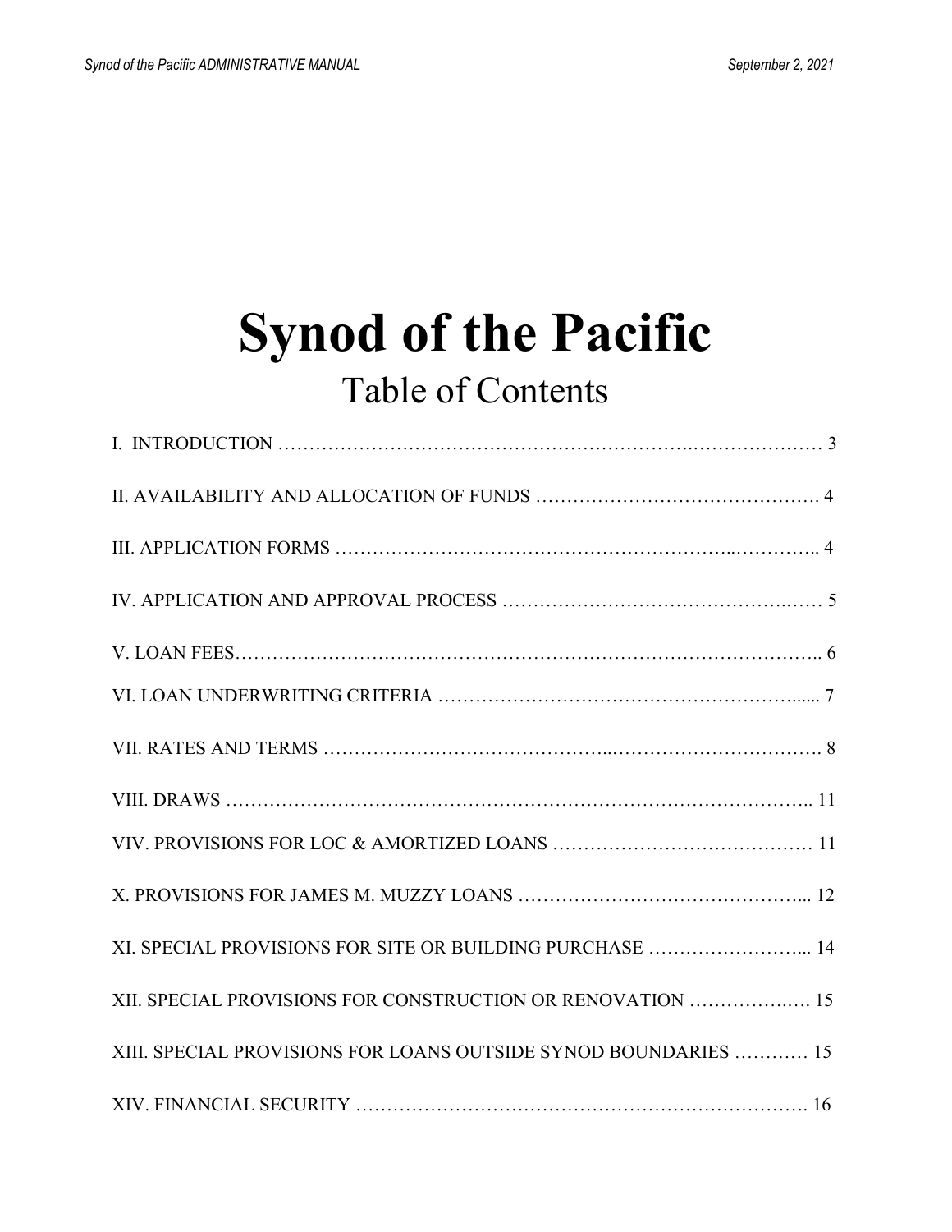# Synod of the Pacific

## Table of Contents

I. INTRODUCTION …………………………………………………………………………… 3

II. AVAILABILITY AND ALLOCATION OF FUNDS ………………………………………. 4

III. APPLICATION FORMS ……………………………………………………………….. 4

IV. APPLICATION AND APPROVAL PROCESS …………………………………………… 5

V. LOAN FEES……………………………………………………………………………….. 6

VI. LOAN UNDERWRITING CRITERIA …………………………………………………...... 7

VII. RATES AND TERMS ………………………………………………………………. 8

VIII. DRAWS ……………………………………………………………………………….. 11

VIV. PROVISIONS FOR LOC & AMORTIZED LOANS …………………………………… 11

X. PROVISIONS FOR JAMES M. MUZZY LOANS ……………………………………….... 12

XI. SPECIAL PROVISIONS FOR SITE OR BUILDING PURCHASE ……………………... 14

XII. SPECIAL PROVISIONS FOR CONSTRUCTION OR RENOVATION ………………. 15

XIII. SPECIAL PROVISIONS FOR LOANS OUTSIDE SYNOD BOUNDARIES ………… 15

XIV. FINANCIAL SECURITY ……………………………………………………………. 16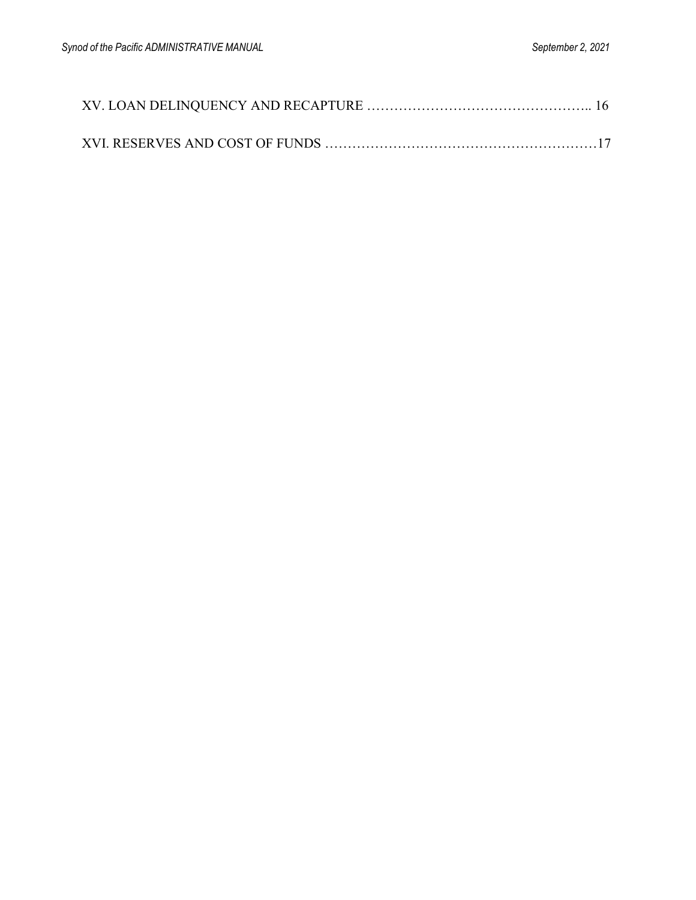XV. LOAN DELINQUENCY AND RECAPTURE ………………………………………….. 16

XVI. RESERVES AND COST OF FUNDS ……………………………………………………17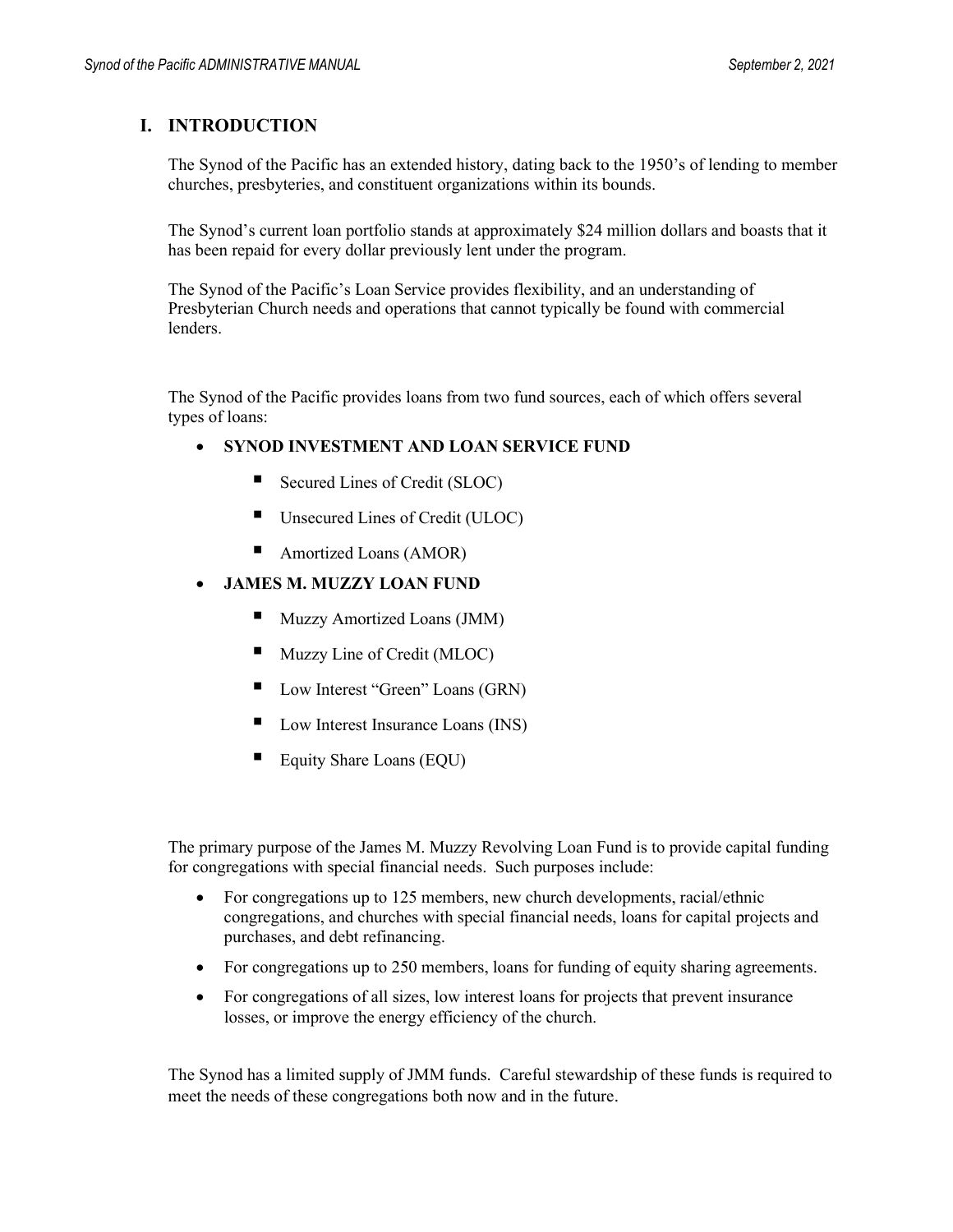## I. INTRODUCTION

The Synod of the Pacific has an extended history, dating back to the 1950's of lending to member churches, presbyteries, and constituent organizations within its bounds.

The Synod's current loan portfolio stands at approximately $24 million dollars and boasts that it has been repaid for every dollar previously lent under the program.

The Synod of the Pacific's Loan Service provides flexibility, and an understanding of Presbyterian Church needs and operations that cannot typically be found with commercial lenders.

The Synod of the Pacific provides loans from two fund sources, each of which offers several types of loans:

- **SYNOD INVESTMENT AND LOAN SERVICE FUND**
  - Secured Lines of Credit (SLOC)
  - Unsecured Lines of Credit (ULOC)
  - Amortized Loans (AMOR)
- **JAMES M. MUZZY LOAN FUND**
  - Muzzy Amortized Loans (JMM)
  - Muzzy Line of Credit (MLOC)
  - Low Interest "Green" Loans (GRN)
  - Low Interest Insurance Loans (INS)
  - Equity Share Loans (EQU)

The primary purpose of the James M. Muzzy Revolving Loan Fund is to provide capital funding for congregations with special financial needs. Such purposes include:

- For congregations up to 125 members, new church developments, racial/ethnic congregations, and churches with special financial needs, loans for capital projects and purchases, and debt refinancing.
- For congregations up to 250 members, loans for funding of equity sharing agreements.
- For congregations of all sizes, low interest loans for projects that prevent insurance losses, or improve the energy efficiency of the church.

The Synod has a limited supply of JMM funds. Careful stewardship of these funds is required to meet the needs of these congregations both now and in the future.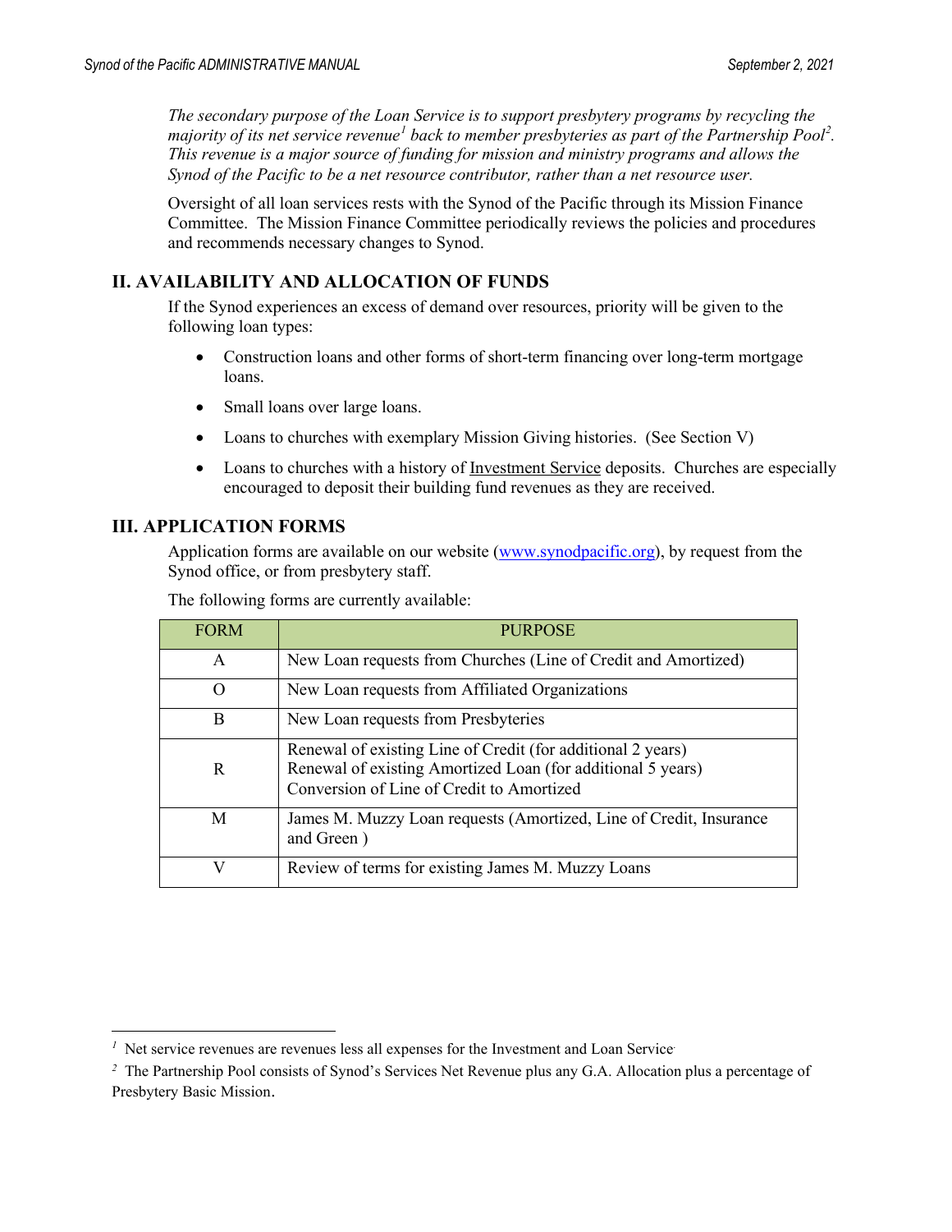*The secondary purpose of the Loan Service is to support presbytery programs by recycling the majority of its net service revenue[1] back to member presbyteries as part of the Partnership Pool[2]. This revenue is a major source of funding for mission and ministry programs and allows the Synod of the Pacific to be a net resource contributor, rather than a net resource user.*

Oversight of all loan services rests with the Synod of the Pacific through its Mission Finance Committee. The Mission Finance Committee periodically reviews the policies and procedures and recommends necessary changes to Synod.

## II. AVAILABILITY AND ALLOCATION OF FUNDS

If the Synod experiences an excess of demand over resources, priority will be given to the following loan types:

- Construction loans and other forms of short-term financing over long-term mortgage loans.
- Small loans over large loans.
- Loans to churches with exemplary Mission Giving histories. (See Section V)
- Loans to churches with a history of Investment Service deposits. Churches are especially encouraged to deposit their building fund revenues as they are received.

## III. APPLICATION FORMS

Application forms are available on our website (www.synodpacific.org), by request from the Synod office, or from presbytery staff.

The following forms are currently available:

| FORM | PURPOSE |
|---|---|
| A | New Loan requests from Churches (Line of Credit and Amortized) |
| O | New Loan requests from Affiliated Organizations |
| B | New Loan requests from Presbyteries |
| R | Renewal of existing Line of Credit (for additional 2 years)<br>Renewal of existing Amortized Loan (for additional 5 years)<br>Conversion of Line of Credit to Amortized |
| M | James M. Muzzy Loan requests (Amortized, Line of Credit, Insurance and Green ) |
| V | Review of terms for existing James M. Muzzy Loans |

[1] Net service revenues are revenues less all expenses for the Investment and Loan Service.

[2] The Partnership Pool consists of Synod's Services Net Revenue plus any G.A. Allocation plus a percentage of Presbytery Basic Mission.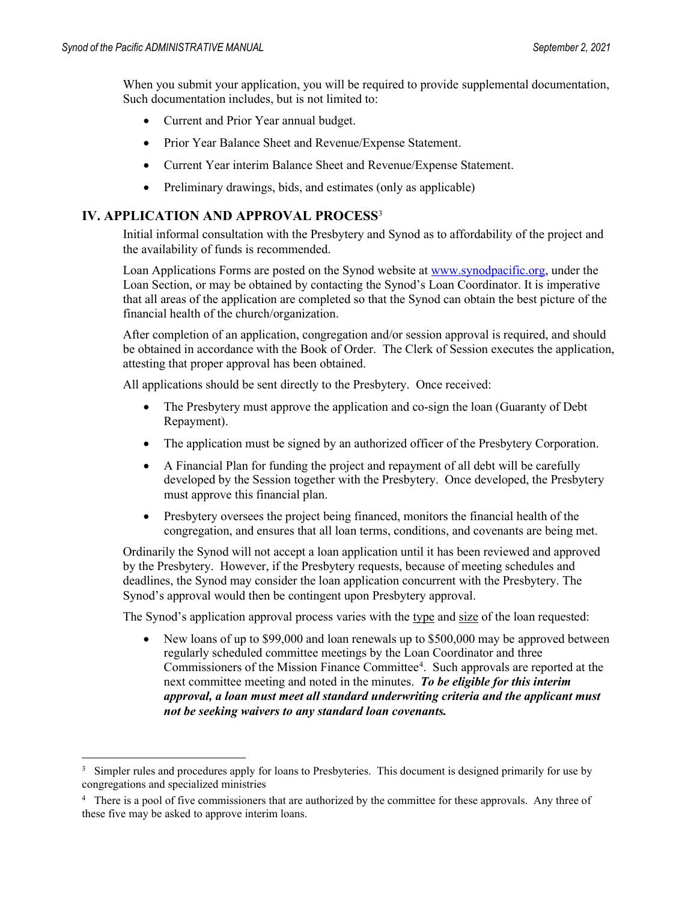When you submit your application, you will be required to provide supplemental documentation, Such documentation includes, but is not limited to:

- Current and Prior Year annual budget.
- Prior Year Balance Sheet and Revenue/Expense Statement.
- Current Year interim Balance Sheet and Revenue/Expense Statement.
- Preliminary drawings, bids, and estimates (only as applicable)

## IV. APPLICATION AND APPROVAL PROCESS[3]

Initial informal consultation with the Presbytery and Synod as to affordability of the project and the availability of funds is recommended.

Loan Applications Forms are posted on the Synod website at [www.synodpacific.org](http://www.synodpacific.org), under the Loan Section, or may be obtained by contacting the Synod's Loan Coordinator. It is imperative that all areas of the application are completed so that the Synod can obtain the best picture of the financial health of the church/organization.

After completion of an application, congregation and/or session approval is required, and should be obtained in accordance with the Book of Order. The Clerk of Session executes the application, attesting that proper approval has been obtained.

All applications should be sent directly to the Presbytery. Once received:

- The Presbytery must approve the application and co-sign the loan (Guaranty of Debt Repayment).
- The application must be signed by an authorized officer of the Presbytery Corporation.
- A Financial Plan for funding the project and repayment of all debt will be carefully developed by the Session together with the Presbytery. Once developed, the Presbytery must approve this financial plan.
- Presbytery oversees the project being financed, monitors the financial health of the congregation, and ensures that all loan terms, conditions, and covenants are being met.

Ordinarily the Synod will not accept a loan application until it has been reviewed and approved by the Presbytery. However, if the Presbytery requests, because of meeting schedules and deadlines, the Synod may consider the loan application concurrent with the Presbytery. The Synod's approval would then be contingent upon Presbytery approval.

The Synod's application approval process varies with the type and size of the loan requested:

- New loans of up to $99,000 and loan renewals up to $500,000 may be approved between regularly scheduled committee meetings by the Loan Coordinator and three Commissioners of the Mission Finance Committee[4]. Such approvals are reported at the next committee meeting and noted in the minutes. ***To be eligible for this interim approval, a loan must meet all standard underwriting criteria and the applicant must not be seeking waivers to any standard loan covenants.***

---

[3] Simpler rules and procedures apply for loans to Presbyteries. This document is designed primarily for use by congregations and specialized ministries

[4] There is a pool of five commissioners that are authorized by the committee for these approvals. Any three of these five may be asked to approve interim loans.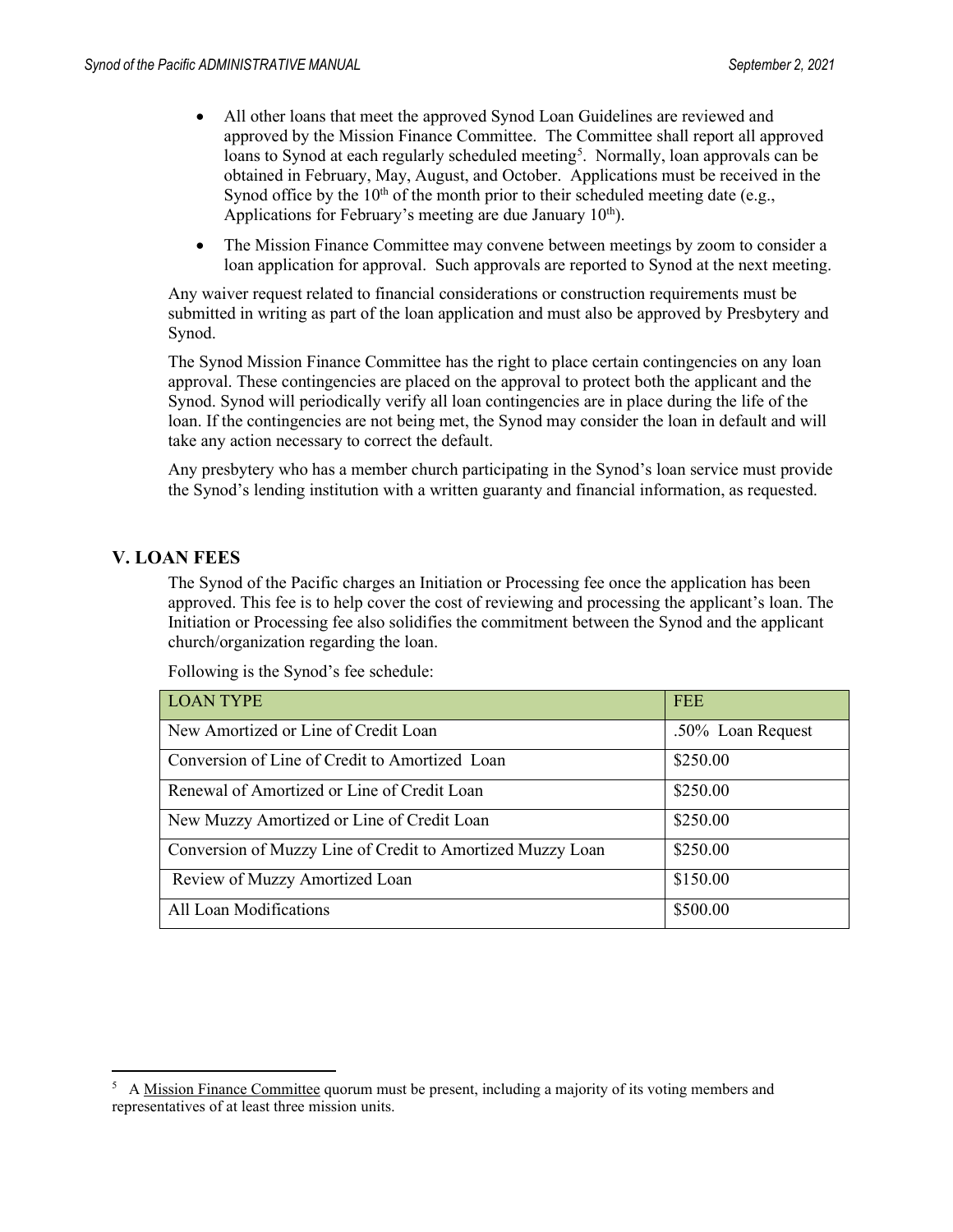- All other loans that meet the approved Synod Loan Guidelines are reviewed and approved by the Mission Finance Committee. The Committee shall report all approved loans to Synod at each regularly scheduled meeting[5]. Normally, loan approvals can be obtained in February, May, August, and October. Applications must be received in the Synod office by the 10th of the month prior to their scheduled meeting date (e.g., Applications for February's meeting are due January 10th).
- The Mission Finance Committee may convene between meetings by zoom to consider a loan application for approval. Such approvals are reported to Synod at the next meeting.

Any waiver request related to financial considerations or construction requirements must be submitted in writing as part of the loan application and must also be approved by Presbytery and Synod.

The Synod Mission Finance Committee has the right to place certain contingencies on any loan approval. These contingencies are placed on the approval to protect both the applicant and the Synod. Synod will periodically verify all loan contingencies are in place during the life of the loan. If the contingencies are not being met, the Synod may consider the loan in default and will take any action necessary to correct the default.

Any presbytery who has a member church participating in the Synod's loan service must provide the Synod's lending institution with a written guaranty and financial information, as requested.

## V. LOAN FEES

The Synod of the Pacific charges an Initiation or Processing fee once the application has been approved. This fee is to help cover the cost of reviewing and processing the applicant's loan. The Initiation or Processing fee also solidifies the commitment between the Synod and the applicant church/organization regarding the loan.

Following is the Synod's fee schedule:

| LOAN TYPE | FEE |
|---|---|
| New Amortized or Line of Credit Loan | .50% Loan Request |
| Conversion of Line of Credit to Amortized Loan | \$250.00 |
| Renewal of Amortized or Line of Credit Loan | \$250.00 |
| New Muzzy Amortized or Line of Credit Loan | \$250.00 |
| Conversion of Muzzy Line of Credit to Amortized Muzzy Loan | \$250.00 |
| Review of Muzzy Amortized Loan | \$150.00 |
| All Loan Modifications | \$500.00 |

[5] A Mission Finance Committee quorum must be present, including a majority of its voting members and representatives of at least three mission units.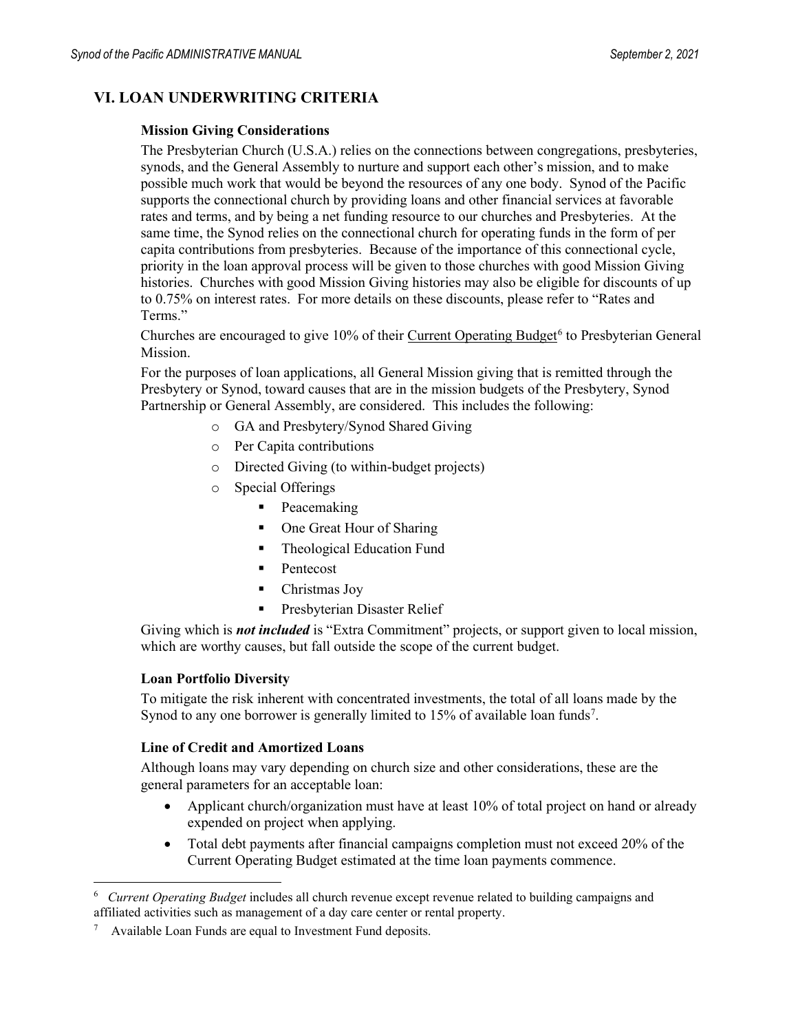## VI. LOAN UNDERWRITING CRITERIA

### Mission Giving Considerations

The Presbyterian Church (U.S.A.) relies on the connections between congregations, presbyteries, synods, and the General Assembly to nurture and support each other's mission, and to make possible much work that would be beyond the resources of any one body. Synod of the Pacific supports the connectional church by providing loans and other financial services at favorable rates and terms, and by being a net funding resource to our churches and Presbyteries. At the same time, the Synod relies on the connectional church for operating funds in the form of per capita contributions from presbyteries. Because of the importance of this connectional cycle, priority in the loan approval process will be given to those churches with good Mission Giving histories. Churches with good Mission Giving histories may also be eligible for discounts of up to 0.75% on interest rates. For more details on these discounts, please refer to "Rates and Terms."

Churches are encouraged to give 10% of their Current Operating Budget[6] to Presbyterian General Mission.

For the purposes of loan applications, all General Mission giving that is remitted through the Presbytery or Synod, toward causes that are in the mission budgets of the Presbytery, Synod Partnership or General Assembly, are considered. This includes the following:

- GA and Presbytery/Synod Shared Giving
- Per Capita contributions
- Directed Giving (to within-budget projects)
- Special Offerings
  - Peacemaking
  - One Great Hour of Sharing
  - Theological Education Fund
  - Pentecost
  - Christmas Joy
  - Presbyterian Disaster Relief

Giving which is ***not included*** is "Extra Commitment" projects, or support given to local mission, which are worthy causes, but fall outside the scope of the current budget.

### Loan Portfolio Diversity

To mitigate the risk inherent with concentrated investments, the total of all loans made by the Synod to any one borrower is generally limited to 15% of available loan funds[7].

### Line of Credit and Amortized Loans

Although loans may vary depending on church size and other considerations, these are the general parameters for an acceptable loan:

- Applicant church/organization must have at least 10% of total project on hand or already expended on project when applying.
- Total debt payments after financial campaigns completion must not exceed 20% of the Current Operating Budget estimated at the time loan payments commence.

---

[6] *Current Operating Budget* includes all church revenue except revenue related to building campaigns and affiliated activities such as management of a day care center or rental property.

[7] Available Loan Funds are equal to Investment Fund deposits.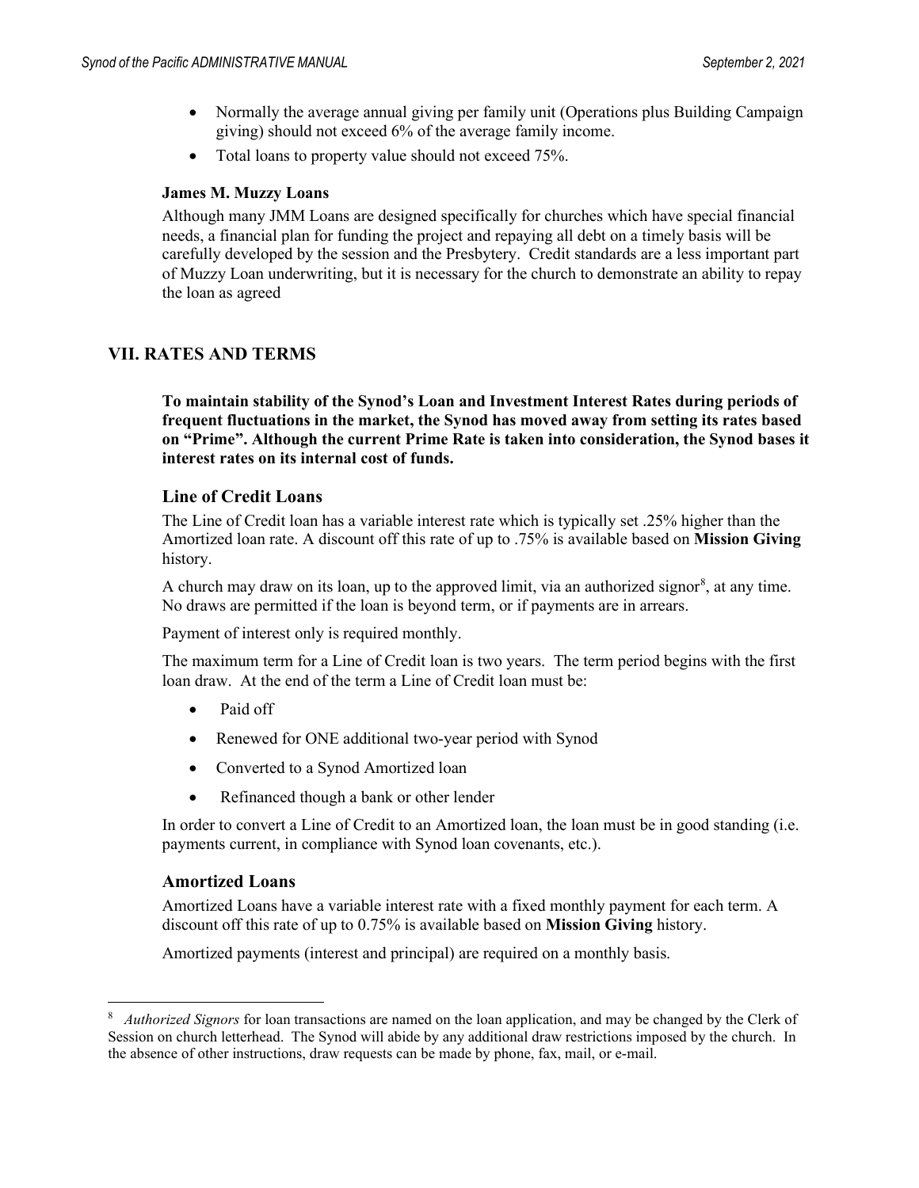- Normally the average annual giving per family unit (Operations plus Building Campaign giving) should not exceed 6% of the average family income.
- Total loans to property value should not exceed 75%.

**James M. Muzzy Loans**

Although many JMM Loans are designed specifically for churches which have special financial needs, a financial plan for funding the project and repaying all debt on a timely basis will be carefully developed by the session and the Presbytery. Credit standards are a less important part of Muzzy Loan underwriting, but it is necessary for the church to demonstrate an ability to repay the loan as agreed

## VII. RATES AND TERMS

**To maintain stability of the Synod's Loan and Investment Interest Rates during periods of frequent fluctuations in the market, the Synod has moved away from setting its rates based on "Prime". Although the current Prime Rate is taken into consideration, the Synod bases it interest rates on its internal cost of funds.**

### Line of Credit Loans

The Line of Credit loan has a variable interest rate which is typically set .25% higher than the Amortized loan rate. A discount off this rate of up to .75% is available based on **Mission Giving** history.

A church may draw on its loan, up to the approved limit, via an authorized signor[8], at any time. No draws are permitted if the loan is beyond term, or if payments are in arrears.

Payment of interest only is required monthly.

The maximum term for a Line of Credit loan is two years. The term period begins with the first loan draw. At the end of the term a Line of Credit loan must be:

- Paid off
- Renewed for ONE additional two-year period with Synod
- Converted to a Synod Amortized loan
- Refinanced though a bank or other lender

In order to convert a Line of Credit to an Amortized loan, the loan must be in good standing (i.e. payments current, in compliance with Synod loan covenants, etc.).

### Amortized Loans

Amortized Loans have a variable interest rate with a fixed monthly payment for each term. A discount off this rate of up to 0.75% is available based on **Mission Giving** history.

Amortized payments (interest and principal) are required on a monthly basis.

---

[8] *Authorized Signors* for loan transactions are named on the loan application, and may be changed by the Clerk of Session on church letterhead. The Synod will abide by any additional draw restrictions imposed by the church. In the absence of other instructions, draw requests can be made by phone, fax, mail, or e-mail.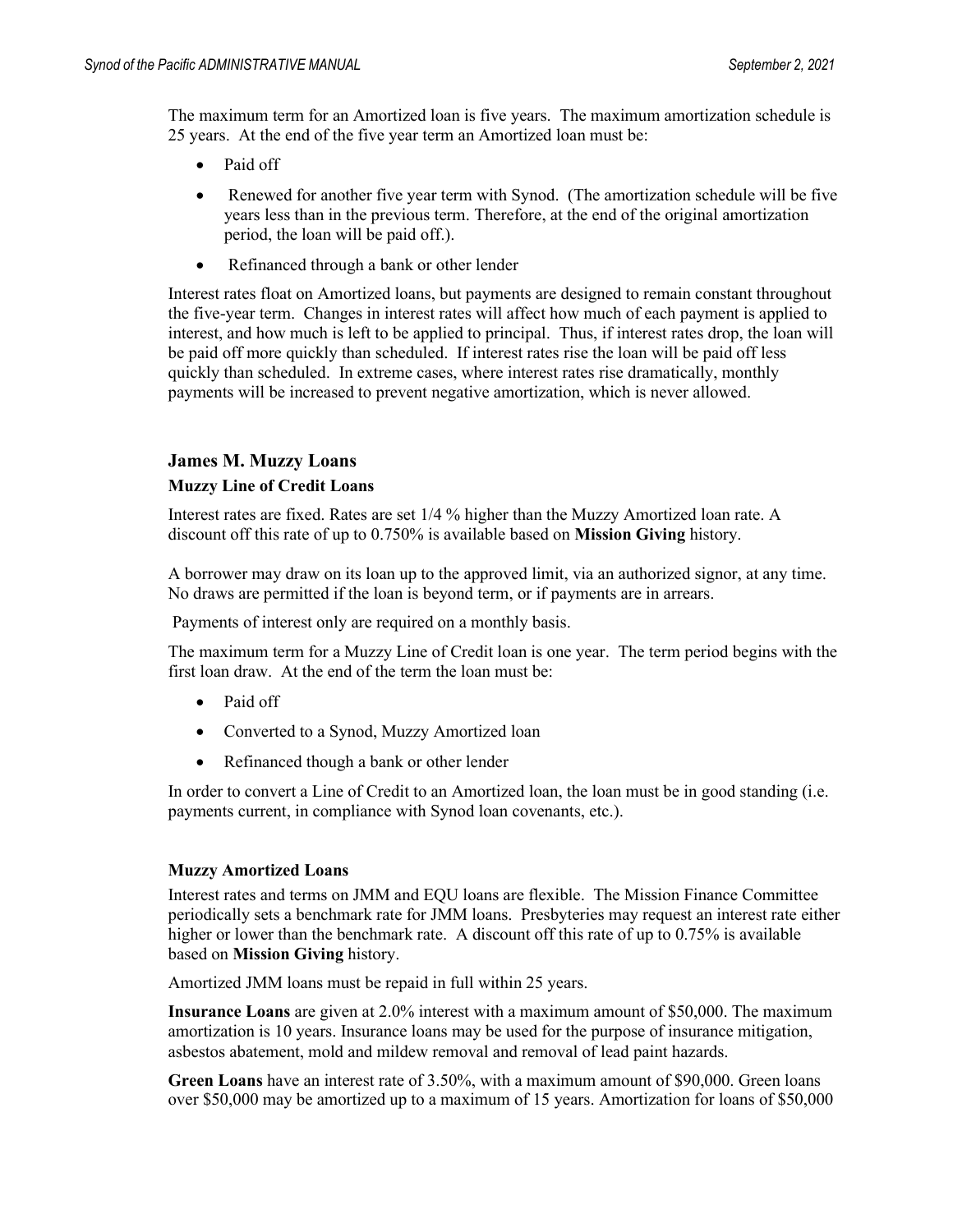The maximum term for an Amortized loan is five years. The maximum amortization schedule is 25 years. At the end of the five year term an Amortized loan must be:

- Paid off
- Renewed for another five year term with Synod. (The amortization schedule will be five years less than in the previous term. Therefore, at the end of the original amortization period, the loan will be paid off.).
- Refinanced through a bank or other lender

Interest rates float on Amortized loans, but payments are designed to remain constant throughout the five-year term. Changes in interest rates will affect how much of each payment is applied to interest, and how much is left to be applied to principal. Thus, if interest rates drop, the loan will be paid off more quickly than scheduled. If interest rates rise the loan will be paid off less quickly than scheduled. In extreme cases, where interest rates rise dramatically, monthly payments will be increased to prevent negative amortization, which is never allowed.

## James M. Muzzy Loans

### Muzzy Line of Credit Loans

Interest rates are fixed. Rates are set 1/4 % higher than the Muzzy Amortized loan rate. A discount off this rate of up to 0.750% is available based on **Mission Giving** history.

A borrower may draw on its loan up to the approved limit, via an authorized signor, at any time. No draws are permitted if the loan is beyond term, or if payments are in arrears.

Payments of interest only are required on a monthly basis.

The maximum term for a Muzzy Line of Credit loan is one year. The term period begins with the first loan draw. At the end of the term the loan must be:

- Paid off
- Converted to a Synod, Muzzy Amortized loan
- Refinanced though a bank or other lender

In order to convert a Line of Credit to an Amortized loan, the loan must be in good standing (i.e. payments current, in compliance with Synod loan covenants, etc.).

### Muzzy Amortized Loans

Interest rates and terms on JMM and EQU loans are flexible. The Mission Finance Committee periodically sets a benchmark rate for JMM loans. Presbyteries may request an interest rate either higher or lower than the benchmark rate. A discount off this rate of up to 0.75% is available based on **Mission Giving** history.

Amortized JMM loans must be repaid in full within 25 years.

**Insurance Loans** are given at 2.0% interest with a maximum amount of $50,000. The maximum amortization is 10 years. Insurance loans may be used for the purpose of insurance mitigation, asbestos abatement, mold and mildew removal and removal of lead paint hazards.

**Green Loans** have an interest rate of 3.50%, with a maximum amount of $90,000. Green loans over $50,000 may be amortized up to a maximum of 15 years. Amortization for loans of $50,000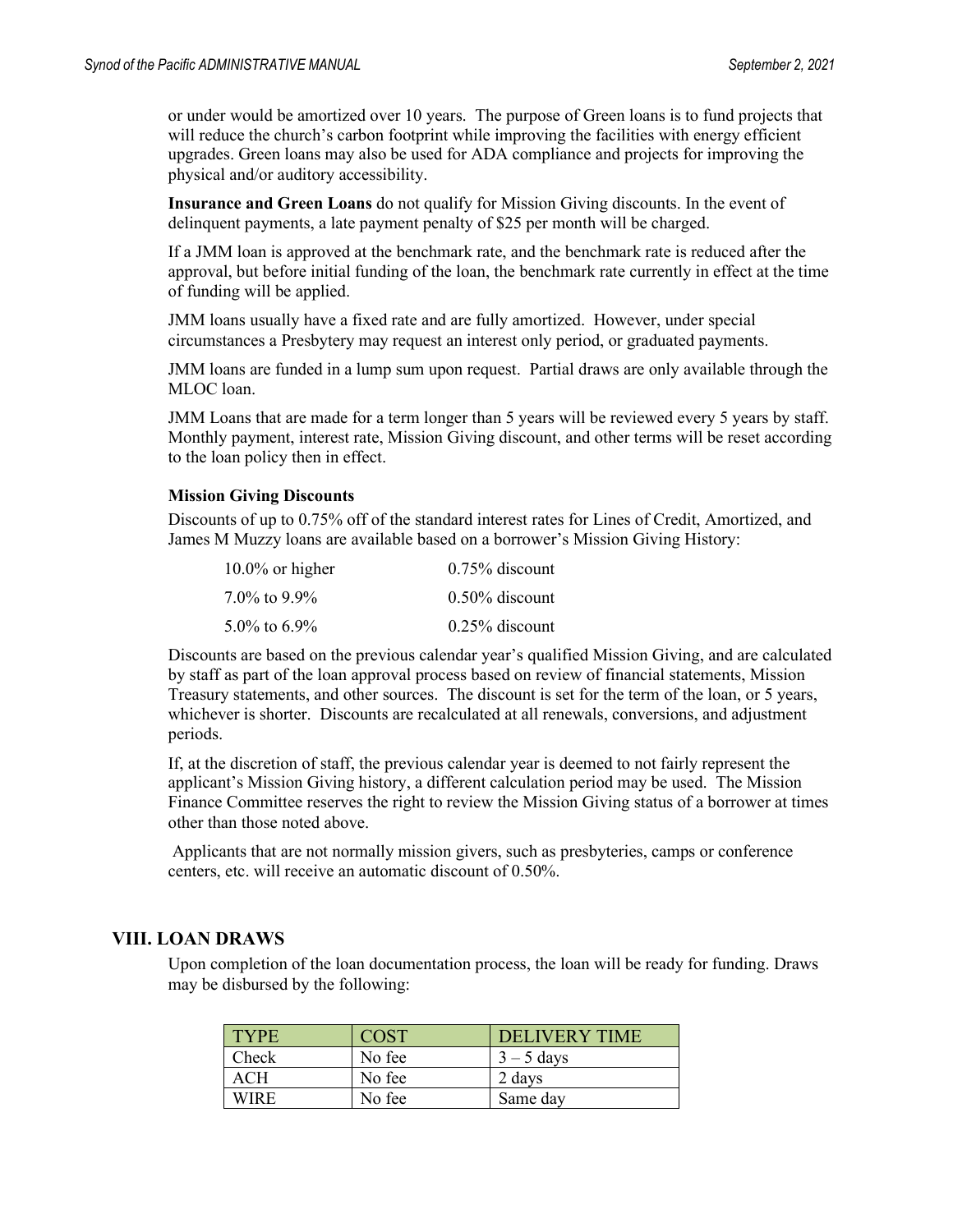or under would be amortized over 10 years. The purpose of Green loans is to fund projects that will reduce the church's carbon footprint while improving the facilities with energy efficient upgrades. Green loans may also be used for ADA compliance and projects for improving the physical and/or auditory accessibility.

**Insurance and Green Loans** do not qualify for Mission Giving discounts. In the event of delinquent payments, a late payment penalty of $25 per month will be charged.

If a JMM loan is approved at the benchmark rate, and the benchmark rate is reduced after the approval, but before initial funding of the loan, the benchmark rate currently in effect at the time of funding will be applied.

JMM loans usually have a fixed rate and are fully amortized. However, under special circumstances a Presbytery may request an interest only period, or graduated payments.

JMM loans are funded in a lump sum upon request. Partial draws are only available through the MLOC loan.

JMM Loans that are made for a term longer than 5 years will be reviewed every 5 years by staff. Monthly payment, interest rate, Mission Giving discount, and other terms will be reset according to the loan policy then in effect.

**Mission Giving Discounts**

Discounts of up to 0.75% off of the standard interest rates for Lines of Credit, Amortized, and James M Muzzy loans are available based on a borrower's Mission Giving History:

| | |
|---|---|
| 10.0% or higher | 0.75% discount |
| 7.0% to 9.9% | 0.50% discount |
| 5.0% to 6.9% | 0.25% discount |

Discounts are based on the previous calendar year's qualified Mission Giving, and are calculated by staff as part of the loan approval process based on review of financial statements, Mission Treasury statements, and other sources. The discount is set for the term of the loan, or 5 years, whichever is shorter. Discounts are recalculated at all renewals, conversions, and adjustment periods.

If, at the discretion of staff, the previous calendar year is deemed to not fairly represent the applicant's Mission Giving history, a different calculation period may be used. The Mission Finance Committee reserves the right to review the Mission Giving status of a borrower at times other than those noted above.

Applicants that are not normally mission givers, such as presbyteries, camps or conference centers, etc. will receive an automatic discount of 0.50%.

## VIII. LOAN DRAWS

Upon completion of the loan documentation process, the loan will be ready for funding. Draws may be disbursed by the following:

| TYPE | COST | DELIVERY TIME |
|---|---|---|
| Check | No fee | 3 – 5 days |
| ACH | No fee | 2 days |
| WIRE | No fee | Same day |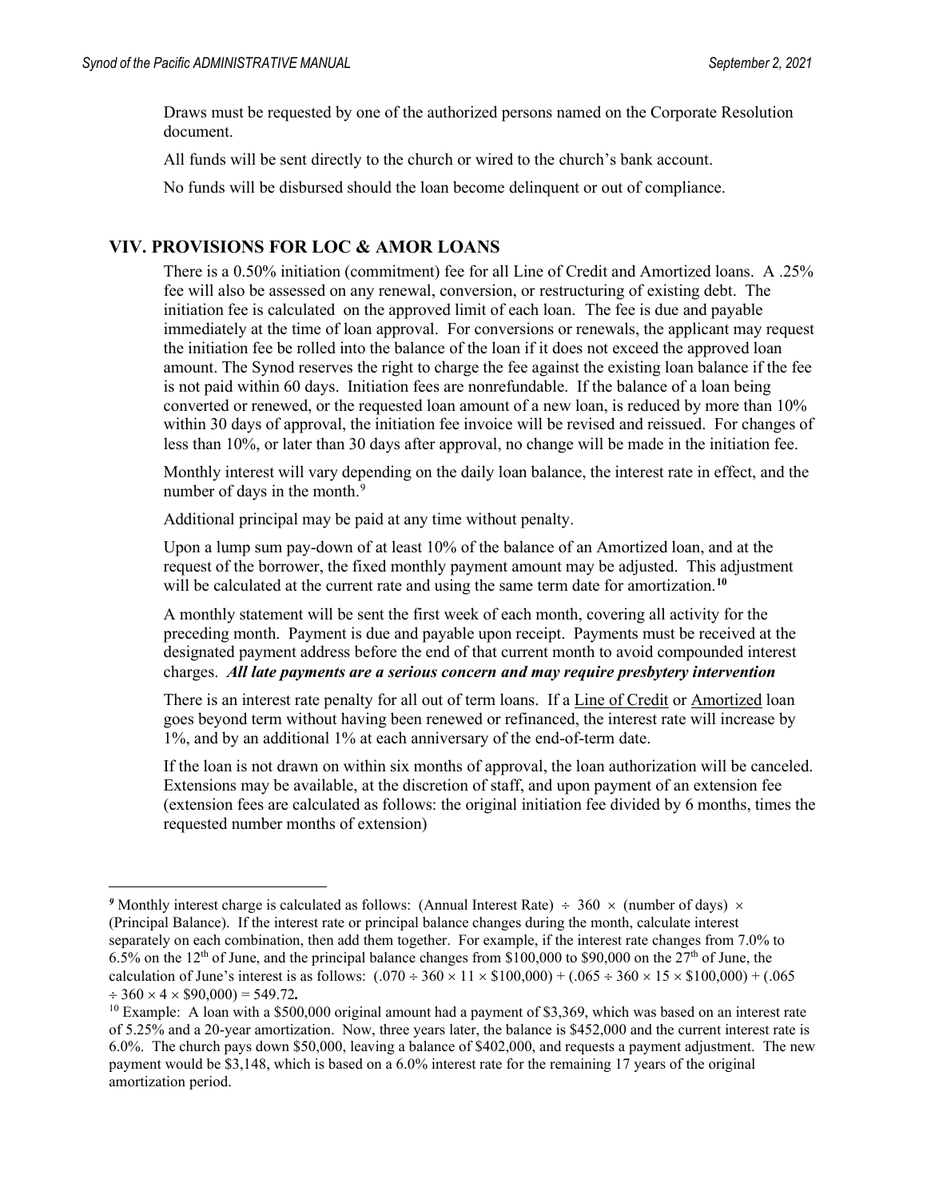Draws must be requested by one of the authorized persons named on the Corporate Resolution document.

All funds will be sent directly to the church or wired to the church's bank account.

No funds will be disbursed should the loan become delinquent or out of compliance.

## VIV. PROVISIONS FOR LOC & AMOR LOANS

There is a 0.50% initiation (commitment) fee for all Line of Credit and Amortized loans. A .25% fee will also be assessed on any renewal, conversion, or restructuring of existing debt. The initiation fee is calculated on the approved limit of each loan. The fee is due and payable immediately at the time of loan approval. For conversions or renewals, the applicant may request the initiation fee be rolled into the balance of the loan if it does not exceed the approved loan amount. The Synod reserves the right to charge the fee against the existing loan balance if the fee is not paid within 60 days. Initiation fees are nonrefundable. If the balance of a loan being converted or renewed, or the requested loan amount of a new loan, is reduced by more than 10% within 30 days of approval, the initiation fee invoice will be revised and reissued. For changes of less than 10%, or later than 30 days after approval, no change will be made in the initiation fee.

Monthly interest will vary depending on the daily loan balance, the interest rate in effect, and the number of days in the month.[9]

Additional principal may be paid at any time without penalty.

Upon a lump sum pay-down of at least 10% of the balance of an Amortized loan, and at the request of the borrower, the fixed monthly payment amount may be adjusted. This adjustment will be calculated at the current rate and using the same term date for amortization.[10]

A monthly statement will be sent the first week of each month, covering all activity for the preceding month. Payment is due and payable upon receipt. Payments must be received at the designated payment address before the end of that current month to avoid compounded interest charges. ***All late payments are a serious concern and may require presbytery intervention***

There is an interest rate penalty for all out of term loans. If a Line of Credit or Amortized loan goes beyond term without having been renewed or refinanced, the interest rate will increase by 1%, and by an additional 1% at each anniversary of the end-of-term date.

If the loan is not drawn on within six months of approval, the loan authorization will be canceled. Extensions may be available, at the discretion of staff, and upon payment of an extension fee (extension fees are calculated as follows: the original initiation fee divided by 6 months, times the requested number months of extension)

---

[9] Monthly interest charge is calculated as follows: (Annual Interest Rate) ÷ 360 × (number of days) × (Principal Balance). If the interest rate or principal balance changes during the month, calculate interest separately on each combination, then add them together. For example, if the interest rate changes from 7.0% to 6.5% on the 12th of June, and the principal balance changes from $100,000 to $90,000 on the 27th of June, the calculation of June's interest is as follows: (.070 ÷ 360 × 11 × $100,000) + (.065 ÷ 360 × 15 × $100,000) + (.065 ÷ 360 × 4 × $90,000) = 549.72**.**

[10] Example: A loan with a $500,000 original amount had a payment of $3,369, which was based on an interest rate of 5.25% and a 20-year amortization. Now, three years later, the balance is $452,000 and the current interest rate is 6.0%. The church pays down $50,000, leaving a balance of $402,000, and requests a payment adjustment. The new payment would be $3,148, which is based on a 6.0% interest rate for the remaining 17 years of the original amortization period.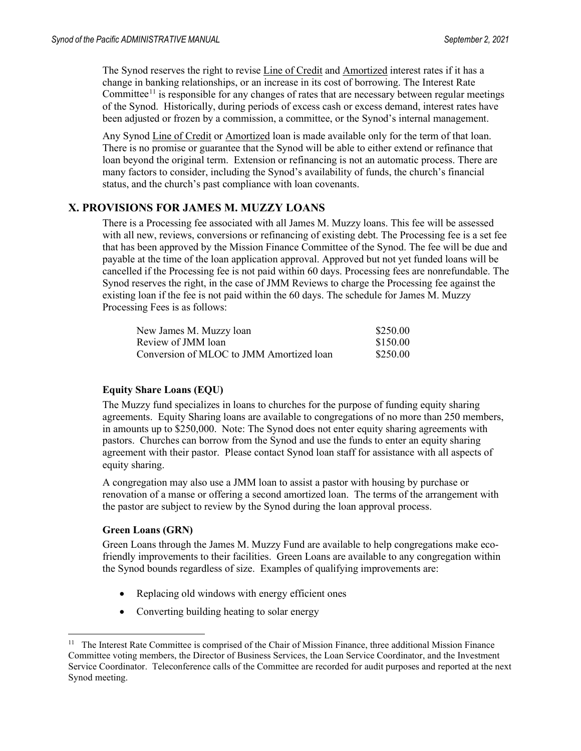The Synod reserves the right to revise Line of Credit and Amortized interest rates if it has a change in banking relationships, or an increase in its cost of borrowing. The Interest Rate Committee[11] is responsible for any changes of rates that are necessary between regular meetings of the Synod. Historically, during periods of excess cash or excess demand, interest rates have been adjusted or frozen by a commission, a committee, or the Synod's internal management.

Any Synod Line of Credit or Amortized loan is made available only for the term of that loan. There is no promise or guarantee that the Synod will be able to either extend or refinance that loan beyond the original term. Extension or refinancing is not an automatic process. There are many factors to consider, including the Synod's availability of funds, the church's financial status, and the church's past compliance with loan covenants.

## X. PROVISIONS FOR JAMES M. MUZZY LOANS

There is a Processing fee associated with all James M. Muzzy loans. This fee will be assessed with all new, reviews, conversions or refinancing of existing debt. The Processing fee is a set fee that has been approved by the Mission Finance Committee of the Synod. The fee will be due and payable at the time of the loan application approval. Approved but not yet funded loans will be cancelled if the Processing fee is not paid within 60 days. Processing fees are nonrefundable. The Synod reserves the right, in the case of JMM Reviews to charge the Processing fee against the existing loan if the fee is not paid within the 60 days. The schedule for James M. Muzzy Processing Fees is as follows:

| | |
|---|---|
| New James M. Muzzy loan | \$250.00 |
| Review of JMM loan | \$150.00 |
| Conversion of MLOC to JMM Amortized loan | \$250.00 |

### Equity Share Loans (EQU)

The Muzzy fund specializes in loans to churches for the purpose of funding equity sharing agreements. Equity Sharing loans are available to congregations of no more than 250 members, in amounts up to \$250,000. Note: The Synod does not enter equity sharing agreements with pastors. Churches can borrow from the Synod and use the funds to enter an equity sharing agreement with their pastor. Please contact Synod loan staff for assistance with all aspects of equity sharing.

A congregation may also use a JMM loan to assist a pastor with housing by purchase or renovation of a manse or offering a second amortized loan. The terms of the arrangement with the pastor are subject to review by the Synod during the loan approval process.

### Green Loans (GRN)

Green Loans through the James M. Muzzy Fund are available to help congregations make eco-friendly improvements to their facilities. Green Loans are available to any congregation within the Synod bounds regardless of size. Examples of qualifying improvements are:

- Replacing old windows with energy efficient ones
- Converting building heating to solar energy

[11] The Interest Rate Committee is comprised of the Chair of Mission Finance, three additional Mission Finance Committee voting members, the Director of Business Services, the Loan Service Coordinator, and the Investment Service Coordinator. Teleconference calls of the Committee are recorded for audit purposes and reported at the next Synod meeting.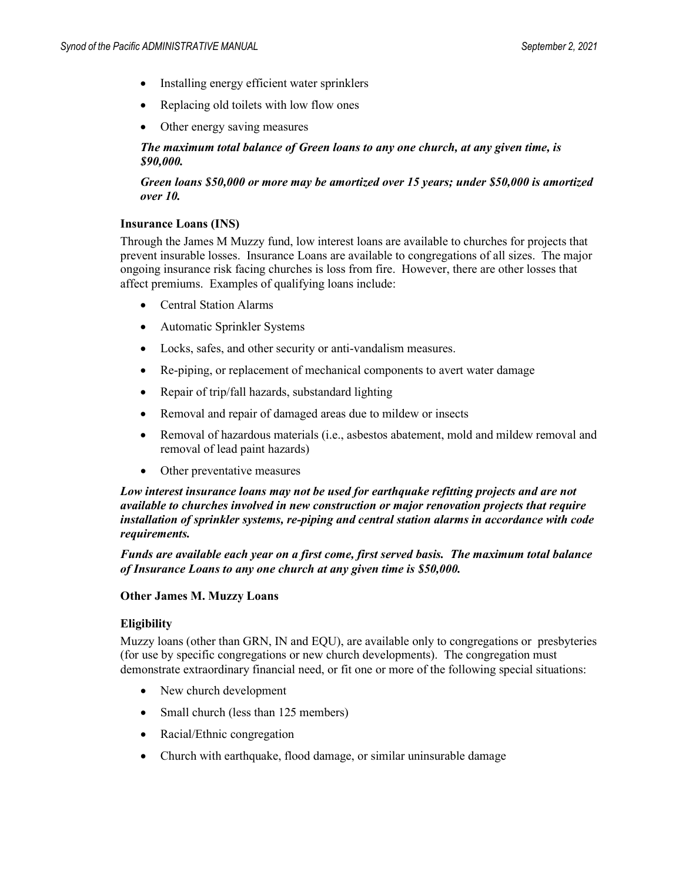- Installing energy efficient water sprinklers
- Replacing old toilets with low flow ones
- Other energy saving measures

***The maximum total balance of Green loans to any one church, at any given time, is $90,000.***

***Green loans $50,000 or more may be amortized over 15 years; under $50,000 is amortized over 10.***

**Insurance Loans (INS)**

Through the James M Muzzy fund, low interest loans are available to churches for projects that prevent insurable losses. Insurance Loans are available to congregations of all sizes. The major ongoing insurance risk facing churches is loss from fire. However, there are other losses that affect premiums. Examples of qualifying loans include:

- Central Station Alarms
- Automatic Sprinkler Systems
- Locks, safes, and other security or anti-vandalism measures.
- Re-piping, or replacement of mechanical components to avert water damage
- Repair of trip/fall hazards, substandard lighting
- Removal and repair of damaged areas due to mildew or insects
- Removal of hazardous materials (i.e., asbestos abatement, mold and mildew removal and removal of lead paint hazards)
- Other preventative measures

***Low interest insurance loans may not be used for earthquake refitting projects and are not available to churches involved in new construction or major renovation projects that require installation of sprinkler systems, re-piping and central station alarms in accordance with code requirements.***

***Funds are available each year on a first come, first served basis. The maximum total balance of Insurance Loans to any one church at any given time is $50,000.***

**Other James M. Muzzy Loans**

**Eligibility**

Muzzy loans (other than GRN, IN and EQU), are available only to congregations or presbyteries (for use by specific congregations or new church developments). The congregation must demonstrate extraordinary financial need, or fit one or more of the following special situations:

- New church development
- Small church (less than 125 members)
- Racial/Ethnic congregation
- Church with earthquake, flood damage, or similar uninsurable damage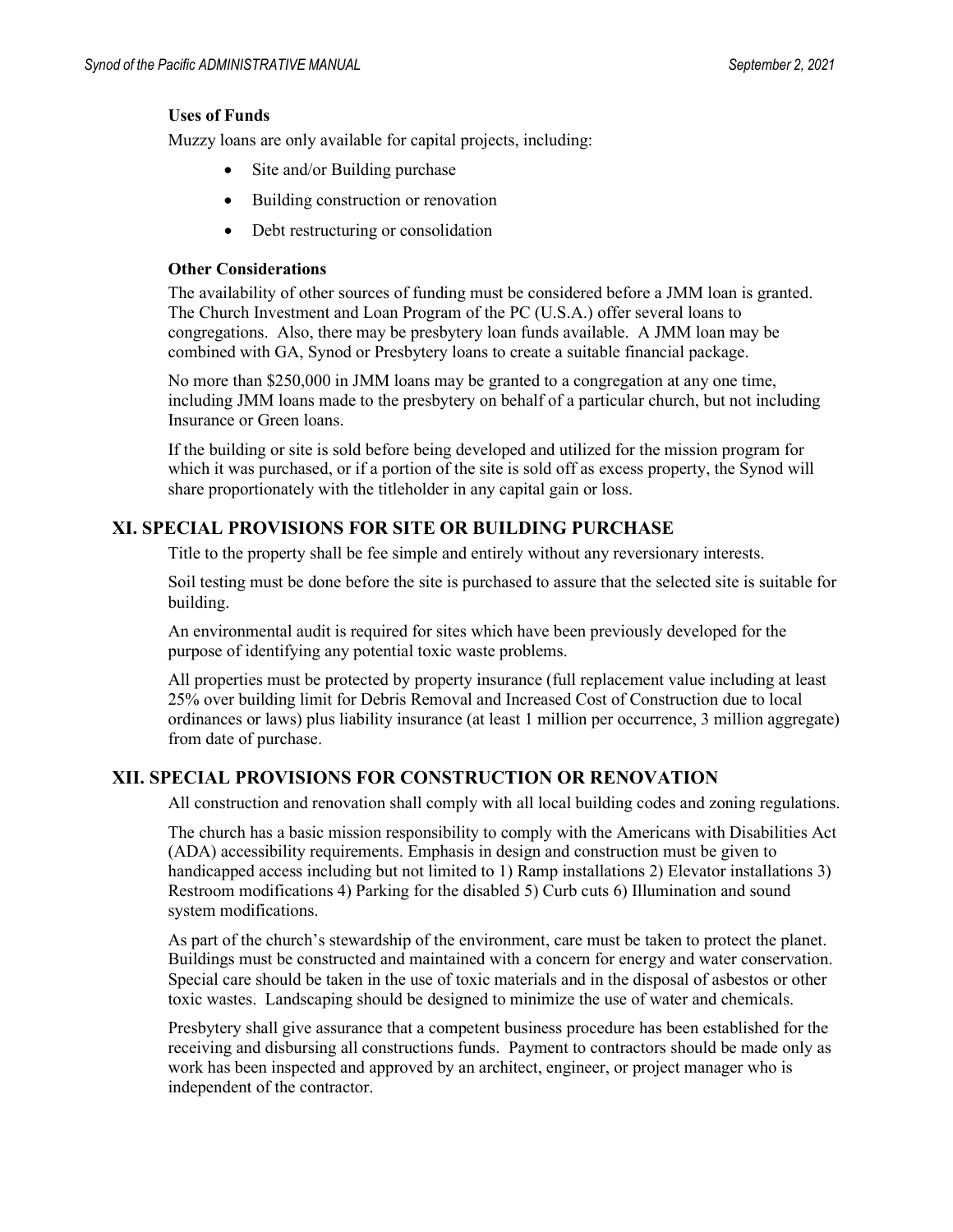**Uses of Funds**

Muzzy loans are only available for capital projects, including:

- Site and/or Building purchase
- Building construction or renovation
- Debt restructuring or consolidation

**Other Considerations**

The availability of other sources of funding must be considered before a JMM loan is granted. The Church Investment and Loan Program of the PC (U.S.A.) offer several loans to congregations. Also, there may be presbytery loan funds available. A JMM loan may be combined with GA, Synod or Presbytery loans to create a suitable financial package.

No more than $250,000 in JMM loans may be granted to a congregation at any one time, including JMM loans made to the presbytery on behalf of a particular church, but not including Insurance or Green loans.

If the building or site is sold before being developed and utilized for the mission program for which it was purchased, or if a portion of the site is sold off as excess property, the Synod will share proportionately with the titleholder in any capital gain or loss.

## XI. SPECIAL PROVISIONS FOR SITE OR BUILDING PURCHASE

Title to the property shall be fee simple and entirely without any reversionary interests.

Soil testing must be done before the site is purchased to assure that the selected site is suitable for building.

An environmental audit is required for sites which have been previously developed for the purpose of identifying any potential toxic waste problems.

All properties must be protected by property insurance (full replacement value including at least 25% over building limit for Debris Removal and Increased Cost of Construction due to local ordinances or laws) plus liability insurance (at least 1 million per occurrence, 3 million aggregate) from date of purchase.

## XII. SPECIAL PROVISIONS FOR CONSTRUCTION OR RENOVATION

All construction and renovation shall comply with all local building codes and zoning regulations.

The church has a basic mission responsibility to comply with the Americans with Disabilities Act (ADA) accessibility requirements. Emphasis in design and construction must be given to handicapped access including but not limited to 1) Ramp installations 2) Elevator installations 3) Restroom modifications 4) Parking for the disabled 5) Curb cuts 6) Illumination and sound system modifications.

As part of the church's stewardship of the environment, care must be taken to protect the planet. Buildings must be constructed and maintained with a concern for energy and water conservation. Special care should be taken in the use of toxic materials and in the disposal of asbestos or other toxic wastes. Landscaping should be designed to minimize the use of water and chemicals.

Presbytery shall give assurance that a competent business procedure has been established for the receiving and disbursing all constructions funds. Payment to contractors should be made only as work has been inspected and approved by an architect, engineer, or project manager who is independent of the contractor.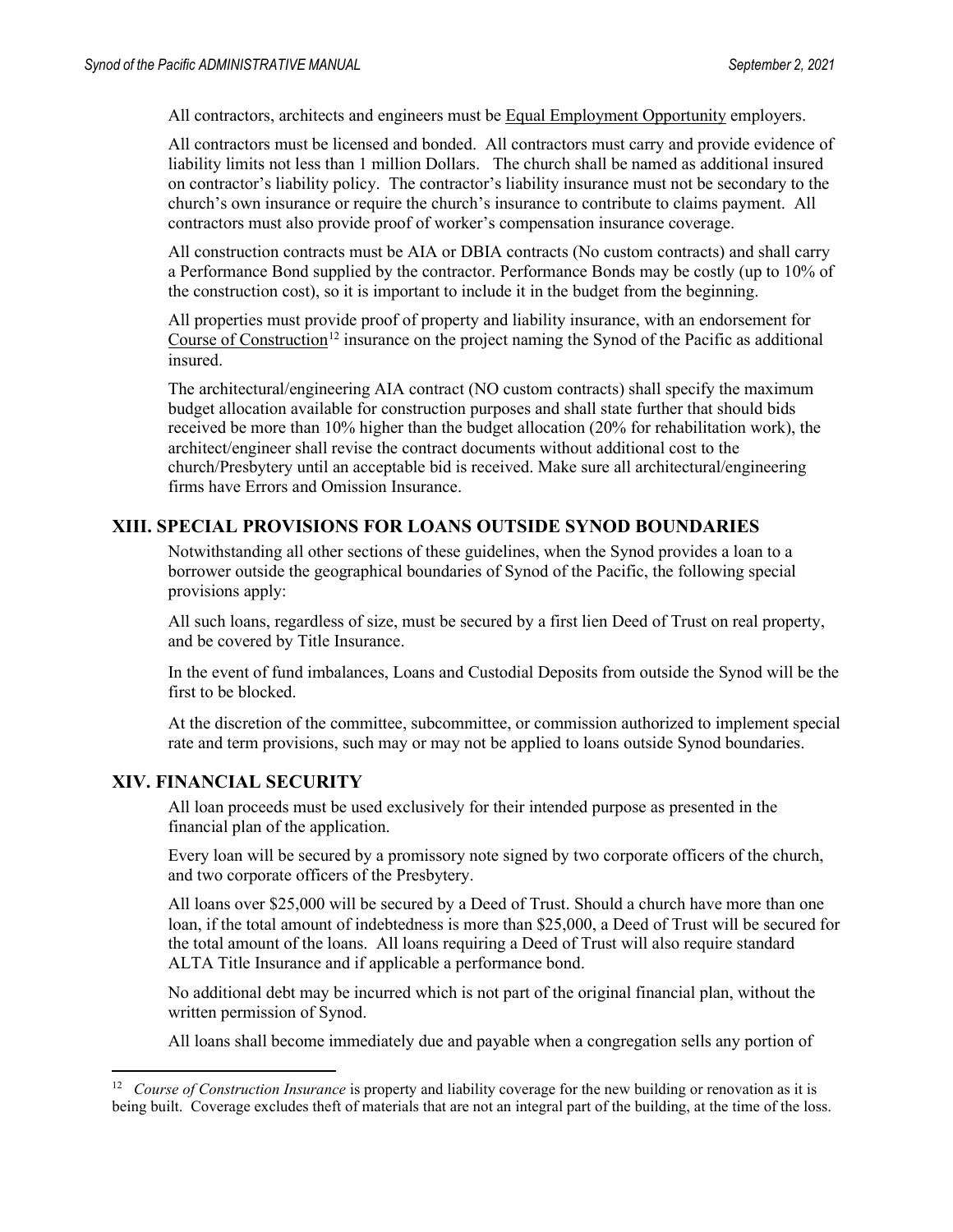All contractors, architects and engineers must be Equal Employment Opportunity employers.

All contractors must be licensed and bonded. All contractors must carry and provide evidence of liability limits not less than 1 million Dollars. The church shall be named as additional insured on contractor's liability policy. The contractor's liability insurance must not be secondary to the church's own insurance or require the church's insurance to contribute to claims payment. All contractors must also provide proof of worker's compensation insurance coverage.

All construction contracts must be AIA or DBIA contracts (No custom contracts) and shall carry a Performance Bond supplied by the contractor. Performance Bonds may be costly (up to 10% of the construction cost), so it is important to include it in the budget from the beginning.

All properties must provide proof of property and liability insurance, with an endorsement for Course of Construction[12] insurance on the project naming the Synod of the Pacific as additional insured.

The architectural/engineering AIA contract (NO custom contracts) shall specify the maximum budget allocation available for construction purposes and shall state further that should bids received be more than 10% higher than the budget allocation (20% for rehabilitation work), the architect/engineer shall revise the contract documents without additional cost to the church/Presbytery until an acceptable bid is received. Make sure all architectural/engineering firms have Errors and Omission Insurance.

## XIII. SPECIAL PROVISIONS FOR LOANS OUTSIDE SYNOD BOUNDARIES

Notwithstanding all other sections of these guidelines, when the Synod provides a loan to a borrower outside the geographical boundaries of Synod of the Pacific, the following special provisions apply:

All such loans, regardless of size, must be secured by a first lien Deed of Trust on real property, and be covered by Title Insurance.

In the event of fund imbalances, Loans and Custodial Deposits from outside the Synod will be the first to be blocked.

At the discretion of the committee, subcommittee, or commission authorized to implement special rate and term provisions, such may or may not be applied to loans outside Synod boundaries.

## XIV. FINANCIAL SECURITY

All loan proceeds must be used exclusively for their intended purpose as presented in the financial plan of the application.

Every loan will be secured by a promissory note signed by two corporate officers of the church, and two corporate officers of the Presbytery.

All loans over $25,000 will be secured by a Deed of Trust. Should a church have more than one loan, if the total amount of indebtedness is more than $25,000, a Deed of Trust will be secured for the total amount of the loans. All loans requiring a Deed of Trust will also require standard ALTA Title Insurance and if applicable a performance bond.

No additional debt may be incurred which is not part of the original financial plan, without the written permission of Synod.

All loans shall become immediately due and payable when a congregation sells any portion of

---

[12] *Course of Construction Insurance* is property and liability coverage for the new building or renovation as it is being built. Coverage excludes theft of materials that are not an integral part of the building, at the time of the loss.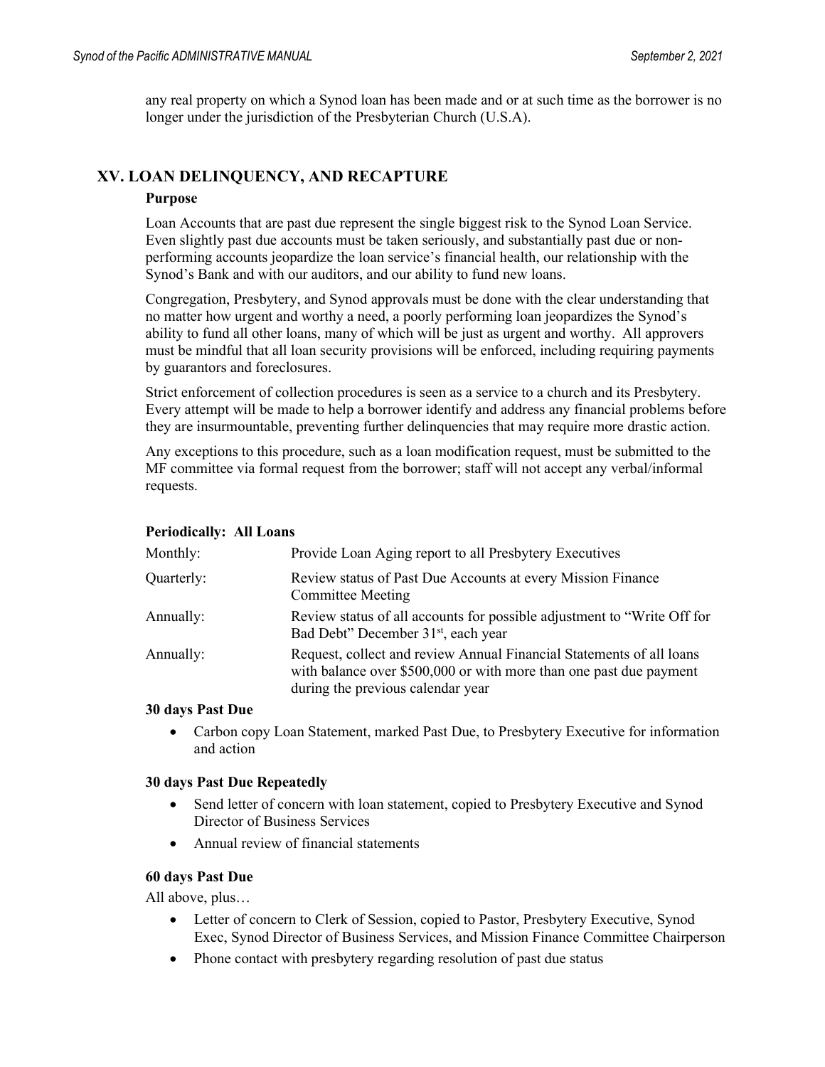any real property on which a Synod loan has been made and or at such time as the borrower is no longer under the jurisdiction of the Presbyterian Church (U.S.A).

## XV. LOAN DELINQUENCY, AND RECAPTURE

**Purpose**

Loan Accounts that are past due represent the single biggest risk to the Synod Loan Service. Even slightly past due accounts must be taken seriously, and substantially past due or non-performing accounts jeopardize the loan service's financial health, our relationship with the Synod's Bank and with our auditors, and our ability to fund new loans.

Congregation, Presbytery, and Synod approvals must be done with the clear understanding that no matter how urgent and worthy a need, a poorly performing loan jeopardizes the Synod's ability to fund all other loans, many of which will be just as urgent and worthy. All approvers must be mindful that all loan security provisions will be enforced, including requiring payments by guarantors and foreclosures.

Strict enforcement of collection procedures is seen as a service to a church and its Presbytery. Every attempt will be made to help a borrower identify and address any financial problems before they are insurmountable, preventing further delinquencies that may require more drastic action.

Any exceptions to this procedure, such as a loan modification request, must be submitted to the MF committee via formal request from the borrower; staff will not accept any verbal/informal requests.

**Periodically: All Loans**

| | |
|---|---|
| Monthly: | Provide Loan Aging report to all Presbytery Executives |
| Quarterly: | Review status of Past Due Accounts at every Mission Finance Committee Meeting |
| Annually: | Review status of all accounts for possible adjustment to "Write Off for Bad Debt" December 31st, each year |
| Annually: | Request, collect and review Annual Financial Statements of all loans with balance over $500,000 or with more than one past due payment during the previous calendar year |

**30 days Past Due**

- Carbon copy Loan Statement, marked Past Due, to Presbytery Executive for information and action

**30 days Past Due Repeatedly**

- Send letter of concern with loan statement, copied to Presbytery Executive and Synod Director of Business Services
- Annual review of financial statements

**60 days Past Due**

All above, plus…

- Letter of concern to Clerk of Session, copied to Pastor, Presbytery Executive, Synod Exec, Synod Director of Business Services, and Mission Finance Committee Chairperson
- Phone contact with presbytery regarding resolution of past due status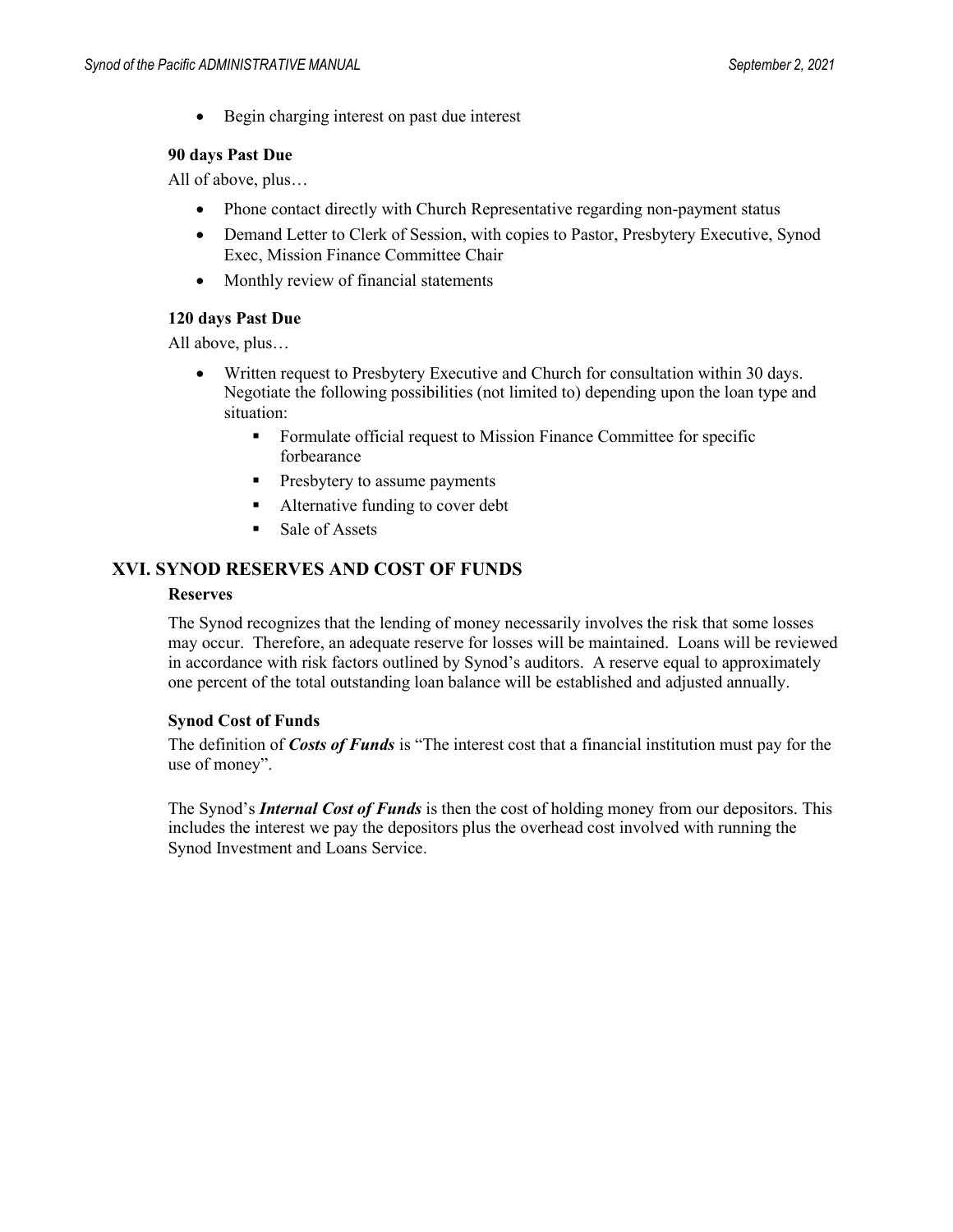- Begin charging interest on past due interest

**90 days Past Due**

All of above, plus…

- Phone contact directly with Church Representative regarding non-payment status
- Demand Letter to Clerk of Session, with copies to Pastor, Presbytery Executive, Synod Exec, Mission Finance Committee Chair
- Monthly review of financial statements

**120 days Past Due**

All above, plus…

- Written request to Presbytery Executive and Church for consultation within 30 days. Negotiate the following possibilities (not limited to) depending upon the loan type and situation:
  - Formulate official request to Mission Finance Committee for specific forbearance
  - Presbytery to assume payments
  - Alternative funding to cover debt
  - Sale of Assets

## XVI. SYNOD RESERVES AND COST OF FUNDS

**Reserves**

The Synod recognizes that the lending of money necessarily involves the risk that some losses may occur. Therefore, an adequate reserve for losses will be maintained. Loans will be reviewed in accordance with risk factors outlined by Synod's auditors. A reserve equal to approximately one percent of the total outstanding loan balance will be established and adjusted annually.

**Synod Cost of Funds**

The definition of ***Costs of Funds*** is "The interest cost that a financial institution must pay for the use of money".

The Synod's ***Internal Cost of Funds*** is then the cost of holding money from our depositors. This includes the interest we pay the depositors plus the overhead cost involved with running the Synod Investment and Loans Service.